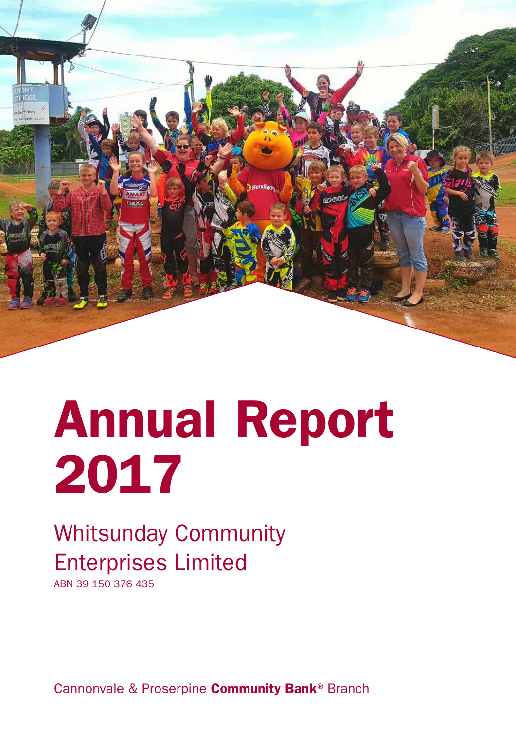# Annual Report 2017

## Whitsunday Community Enterprises Limited

ABN 39 150 376 435

Cannonvale & Proserpine **Community Bank**® Branch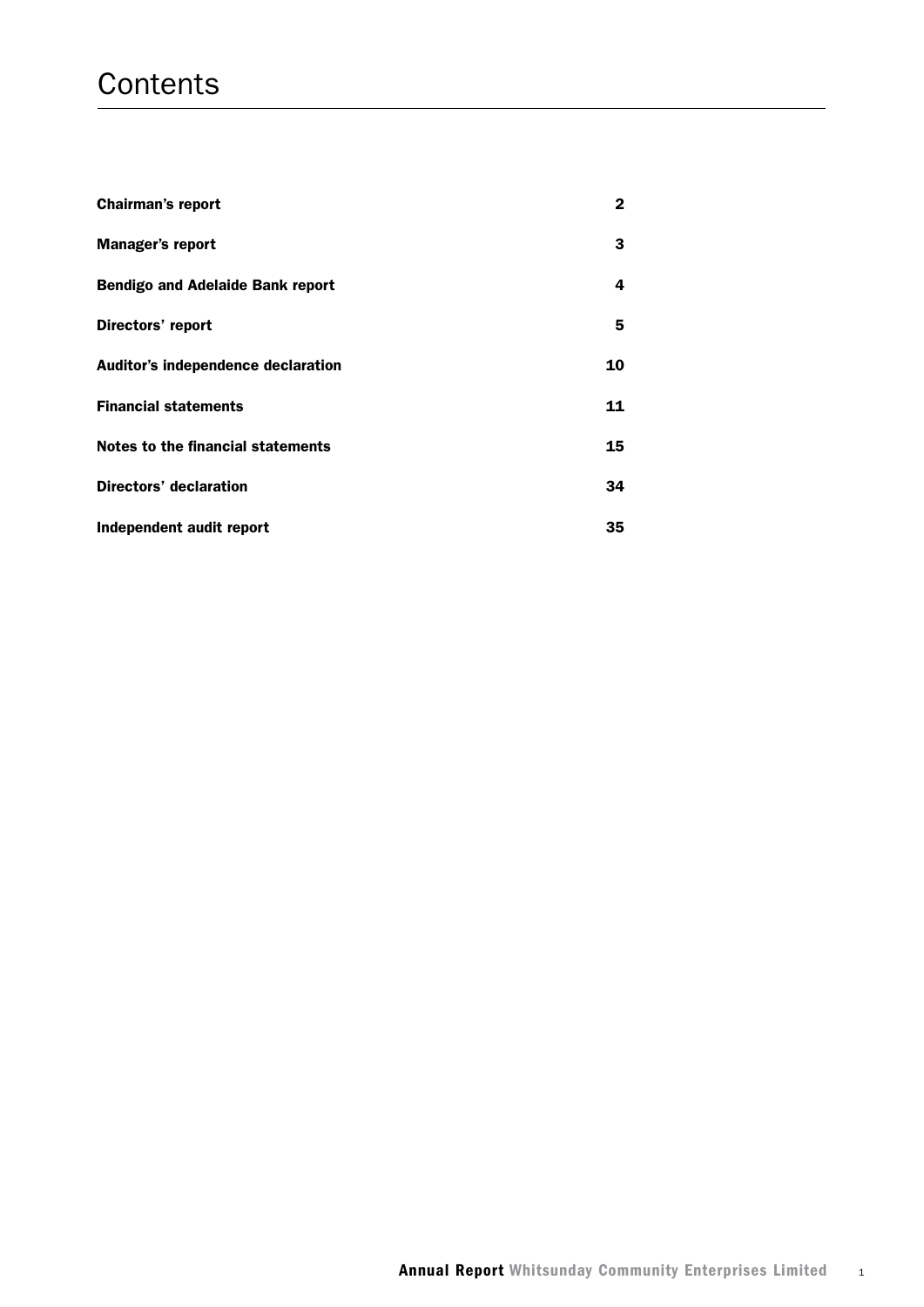# Contents

| | |
|---|---|
| **Chairman's report** | **2** |
| **Manager's report** | **3** |
| **Bendigo and Adelaide Bank report** | **4** |
| **Directors' report** | **5** |
| **Auditor's independence declaration** | **10** |
| **Financial statements** | **11** |
| **Notes to the financial statements** | **15** |
| **Directors' declaration** | **34** |
| **Independent audit report** | **35** |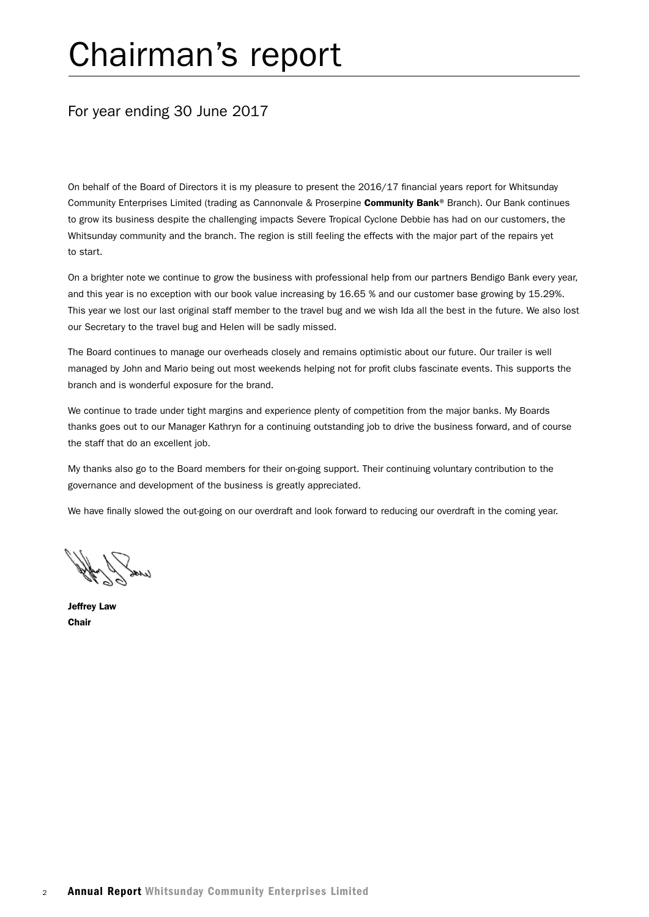# Chairman's report

## For year ending 30 June 2017

On behalf of the Board of Directors it is my pleasure to present the 2016/17 financial years report for Whitsunday Community Enterprises Limited (trading as Cannonvale & Proserpine **Community Bank**® Branch). Our Bank continues to grow its business despite the challenging impacts Severe Tropical Cyclone Debbie has had on our customers, the Whitsunday community and the branch. The region is still feeling the effects with the major part of the repairs yet to start.

On a brighter note we continue to grow the business with professional help from our partners Bendigo Bank every year, and this year is no exception with our book value increasing by 16.65 % and our customer base growing by 15.29%. This year we lost our last original staff member to the travel bug and we wish Ida all the best in the future. We also lost our Secretary to the travel bug and Helen will be sadly missed.

The Board continues to manage our overheads closely and remains optimistic about our future. Our trailer is well managed by John and Mario being out most weekends helping not for profit clubs fascinate events. This supports the branch and is wonderful exposure for the brand.

We continue to trade under tight margins and experience plenty of competition from the major banks. My Boards thanks goes out to our Manager Kathryn for a continuing outstanding job to drive the business forward, and of course the staff that do an excellent job.

My thanks also go to the Board members for their on-going support. Their continuing voluntary contribution to the governance and development of the business is greatly appreciated.

We have finally slowed the out-going on our overdraft and look forward to reducing our overdraft in the coming year.

**Jeffrey Law**
**Chair**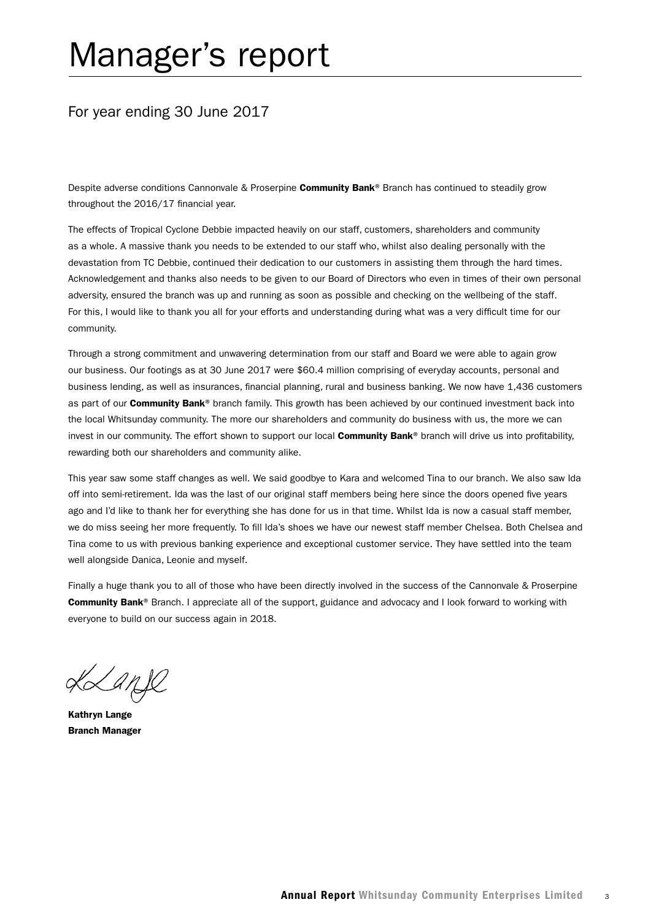# Manager's report

## For year ending 30 June 2017

Despite adverse conditions Cannonvale & Proserpine **Community Bank**® Branch has continued to steadily grow throughout the 2016/17 financial year.

The effects of Tropical Cyclone Debbie impacted heavily on our staff, customers, shareholders and community as a whole. A massive thank you needs to be extended to our staff who, whilst also dealing personally with the devastation from TC Debbie, continued their dedication to our customers in assisting them through the hard times. Acknowledgement and thanks also needs to be given to our Board of Directors who even in times of their own personal adversity, ensured the branch was up and running as soon as possible and checking on the wellbeing of the staff. For this, I would like to thank you all for your efforts and understanding during what was a very difficult time for our community.

Through a strong commitment and unwavering determination from our staff and Board we were able to again grow our business. Our footings as at 30 June 2017 were $60.4 million comprising of everyday accounts, personal and business lending, as well as insurances, financial planning, rural and business banking. We now have 1,436 customers as part of our **Community Bank**® branch family. This growth has been achieved by our continued investment back into the local Whitsunday community. The more our shareholders and community do business with us, the more we can invest in our community. The effort shown to support our local **Community Bank**® branch will drive us into profitability, rewarding both our shareholders and community alike.

This year saw some staff changes as well. We said goodbye to Kara and welcomed Tina to our branch. We also saw Ida off into semi-retirement. Ida was the last of our original staff members being here since the doors opened five years ago and I'd like to thank her for everything she has done for us in that time. Whilst Ida is now a casual staff member, we do miss seeing her more frequently. To fill Ida's shoes we have our newest staff member Chelsea. Both Chelsea and Tina come to us with previous banking experience and exceptional customer service. They have settled into the team well alongside Danica, Leonie and myself.

Finally a huge thank you to all of those who have been directly involved in the success of the Cannonvale & Proserpine **Community Bank**® Branch. I appreciate all of the support, guidance and advocacy and I look forward to working with everyone to build on our success again in 2018.

**Kathryn Lange**
**Branch Manager**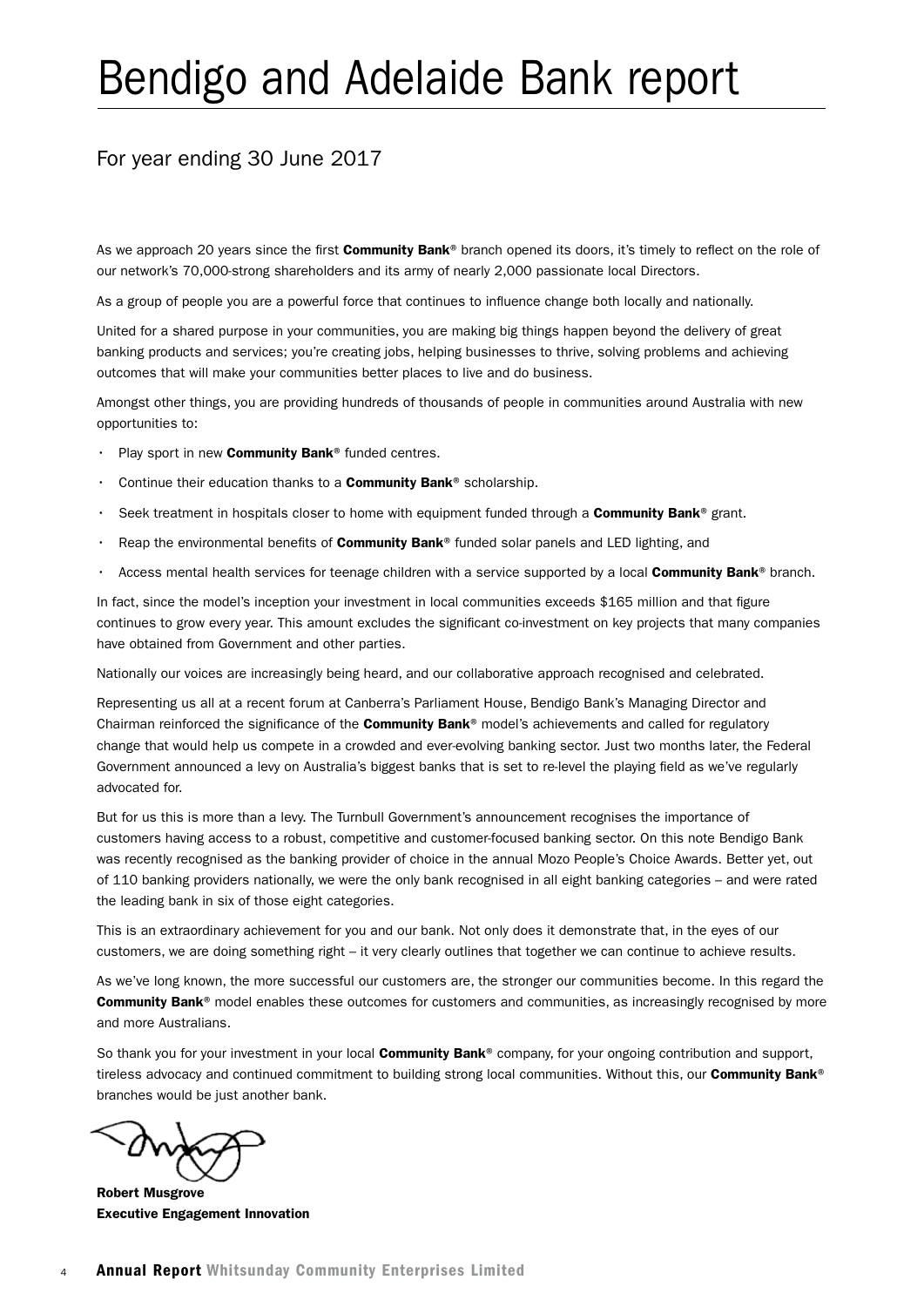# Bendigo and Adelaide Bank report

## For year ending 30 June 2017

As we approach 20 years since the first **Community Bank**® branch opened its doors, it's timely to reflect on the role of our network's 70,000-strong shareholders and its army of nearly 2,000 passionate local Directors.

As a group of people you are a powerful force that continues to influence change both locally and nationally.

United for a shared purpose in your communities, you are making big things happen beyond the delivery of great banking products and services; you're creating jobs, helping businesses to thrive, solving problems and achieving outcomes that will make your communities better places to live and do business.

Amongst other things, you are providing hundreds of thousands of people in communities around Australia with new opportunities to:

- Play sport in new **Community Bank**® funded centres.
- Continue their education thanks to a **Community Bank**® scholarship.
- Seek treatment in hospitals closer to home with equipment funded through a **Community Bank**® grant.
- Reap the environmental benefits of **Community Bank**® funded solar panels and LED lighting, and
- Access mental health services for teenage children with a service supported by a local **Community Bank**® branch.

In fact, since the model's inception your investment in local communities exceeds $165 million and that figure continues to grow every year. This amount excludes the significant co-investment on key projects that many companies have obtained from Government and other parties.

Nationally our voices are increasingly being heard, and our collaborative approach recognised and celebrated.

Representing us all at a recent forum at Canberra's Parliament House, Bendigo Bank's Managing Director and Chairman reinforced the significance of the **Community Bank**® model's achievements and called for regulatory change that would help us compete in a crowded and ever-evolving banking sector. Just two months later, the Federal Government announced a levy on Australia's biggest banks that is set to re-level the playing field as we've regularly advocated for.

But for us this is more than a levy. The Turnbull Government's announcement recognises the importance of customers having access to a robust, competitive and customer-focused banking sector. On this note Bendigo Bank was recently recognised as the banking provider of choice in the annual Mozo People's Choice Awards. Better yet, out of 110 banking providers nationally, we were the only bank recognised in all eight banking categories – and were rated the leading bank in six of those eight categories.

This is an extraordinary achievement for you and our bank. Not only does it demonstrate that, in the eyes of our customers, we are doing something right – it very clearly outlines that together we can continue to achieve results.

As we've long known, the more successful our customers are, the stronger our communities become. In this regard the **Community Bank**® model enables these outcomes for customers and communities, as increasingly recognised by more and more Australians.

So thank you for your investment in your local **Community Bank**® company, for your ongoing contribution and support, tireless advocacy and continued commitment to building strong local communities. Without this, our **Community Bank**® branches would be just another bank.

**Robert Musgrove**
**Executive Engagement Innovation**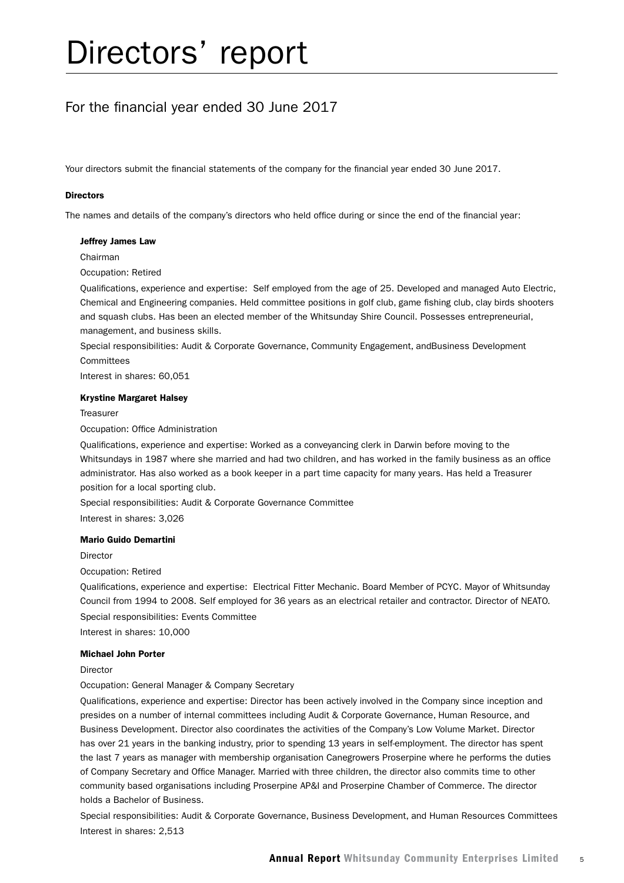# Directors' report

## For the financial year ended 30 June 2017

Your directors submit the financial statements of the company for the financial year ended 30 June 2017.

**Directors**

The names and details of the company's directors who held office during or since the end of the financial year:

**Jeffrey James Law**

Chairman

Occupation: Retired

Qualifications, experience and expertise: Self employed from the age of 25. Developed and managed Auto Electric, Chemical and Engineering companies. Held committee positions in golf club, game fishing club, clay birds shooters and squash clubs. Has been an elected member of the Whitsunday Shire Council. Possesses entrepreneurial, management, and business skills.

Special responsibilities: Audit & Corporate Governance, Community Engagement, andBusiness Development Committees

Interest in shares: 60,051

**Krystine Margaret Halsey**

Treasurer

Occupation: Office Administration

Qualifications, experience and expertise: Worked as a conveyancing clerk in Darwin before moving to the Whitsundays in 1987 where she married and had two children, and has worked in the family business as an office administrator. Has also worked as a book keeper in a part time capacity for many years. Has held a Treasurer position for a local sporting club.

Special responsibilities: Audit & Corporate Governance Committee

Interest in shares: 3,026

**Mario Guido Demartini**

Director

Occupation: Retired

Qualifications, experience and expertise: Electrical Fitter Mechanic. Board Member of PCYC. Mayor of Whitsunday Council from 1994 to 2008. Self employed for 36 years as an electrical retailer and contractor. Director of NEATO.

Special responsibilities: Events Committee

Interest in shares: 10,000

**Michael John Porter**

Director

Occupation: General Manager & Company Secretary

Qualifications, experience and expertise: Director has been actively involved in the Company since inception and presides on a number of internal committees including Audit & Corporate Governance, Human Resource, and Business Development. Director also coordinates the activities of the Company's Low Volume Market. Director has over 21 years in the banking industry, prior to spending 13 years in self-employment. The director has spent the last 7 years as manager with membership organisation Canegrowers Proserpine where he performs the duties of Company Secretary and Office Manager. Married with three children, the director also commits time to other community based organisations including Proserpine AP&I and Proserpine Chamber of Commerce. The director holds a Bachelor of Business.

Special responsibilities: Audit & Corporate Governance, Business Development, and Human Resources Committees

Interest in shares: 2,513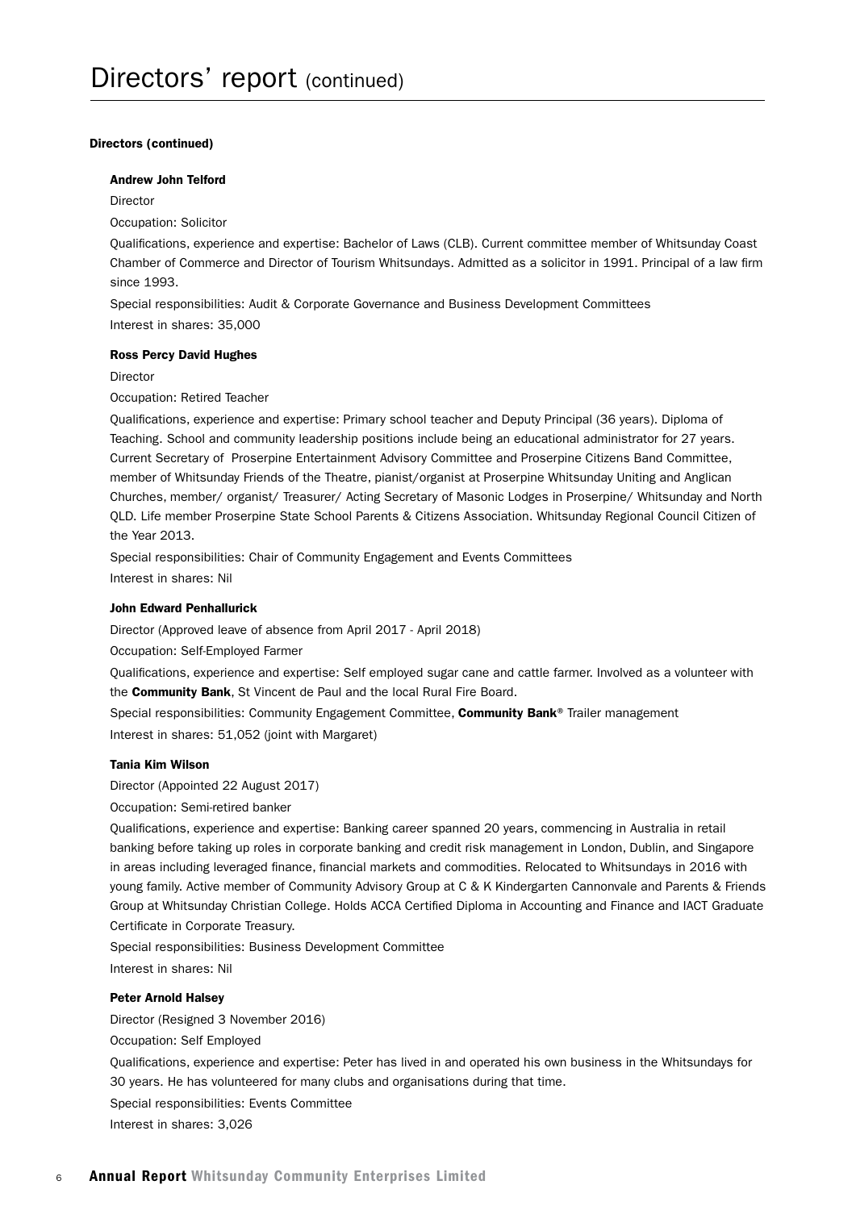# Directors' report (continued)

### Directors (continued)

**Andrew John Telford**

Director

Occupation: Solicitor

Qualifications, experience and expertise: Bachelor of Laws (CLB). Current committee member of Whitsunday Coast Chamber of Commerce and Director of Tourism Whitsundays. Admitted as a solicitor in 1991. Principal of a law firm since 1993.

Special responsibilities: Audit & Corporate Governance and Business Development Committees

Interest in shares: 35,000

**Ross Percy David Hughes**

Director

Occupation: Retired Teacher

Qualifications, experience and expertise: Primary school teacher and Deputy Principal (36 years). Diploma of Teaching. School and community leadership positions include being an educational administrator for 27 years. Current Secretary of Proserpine Entertainment Advisory Committee and Proserpine Citizens Band Committee, member of Whitsunday Friends of the Theatre, pianist/organist at Proserpine Whitsunday Uniting and Anglican Churches, member/ organist/ Treasurer/ Acting Secretary of Masonic Lodges in Proserpine/ Whitsunday and North QLD. Life member Proserpine State School Parents & Citizens Association. Whitsunday Regional Council Citizen of the Year 2013.

Special responsibilities: Chair of Community Engagement and Events Committees

Interest in shares: Nil

**John Edward Penhallurick**

Director (Approved leave of absence from April 2017 - April 2018)

Occupation: Self-Employed Farmer

Qualifications, experience and expertise: Self employed sugar cane and cattle farmer. Involved as a volunteer with the **Community Bank**, St Vincent de Paul and the local Rural Fire Board.

Special responsibilities: Community Engagement Committee, **Community Bank**® Trailer management

Interest in shares: 51,052 (joint with Margaret)

**Tania Kim Wilson**

Director (Appointed 22 August 2017)

Occupation: Semi-retired banker

Qualifications, experience and expertise: Banking career spanned 20 years, commencing in Australia in retail banking before taking up roles in corporate banking and credit risk management in London, Dublin, and Singapore in areas including leveraged finance, financial markets and commodities. Relocated to Whitsundays in 2016 with young family. Active member of Community Advisory Group at C & K Kindergarten Cannonvale and Parents & Friends Group at Whitsunday Christian College. Holds ACCA Certified Diploma in Accounting and Finance and IACT Graduate Certificate in Corporate Treasury.

Special responsibilities: Business Development Committee

Interest in shares: Nil

**Peter Arnold Halsey**

Director (Resigned 3 November 2016)

Occupation: Self Employed

Qualifications, experience and expertise: Peter has lived in and operated his own business in the Whitsundays for 30 years. He has volunteered for many clubs and organisations during that time.

Special responsibilities: Events Committee

Interest in shares: 3,026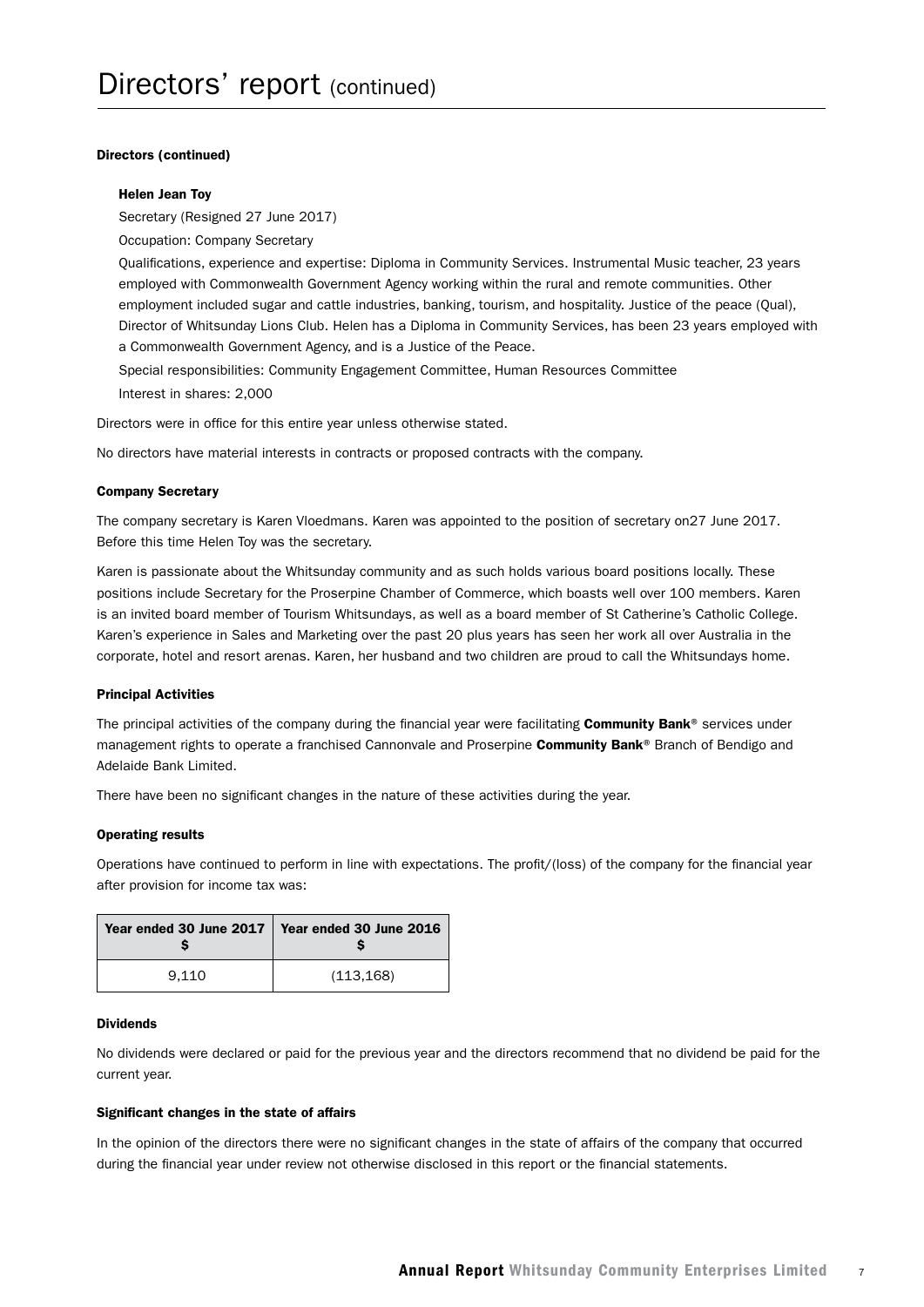# Directors' report (continued)

**Directors (continued)**

**Helen Jean Toy**

Secretary (Resigned 27 June 2017)

Occupation: Company Secretary

Qualifications, experience and expertise: Diploma in Community Services. Instrumental Music teacher, 23 years employed with Commonwealth Government Agency working within the rural and remote communities. Other employment included sugar and cattle industries, banking, tourism, and hospitality. Justice of the peace (Qual), Director of Whitsunday Lions Club. Helen has a Diploma in Community Services, has been 23 years employed with a Commonwealth Government Agency, and is a Justice of the Peace.

Special responsibilities: Community Engagement Committee, Human Resources Committee

Interest in shares: 2,000

Directors were in office for this entire year unless otherwise stated.

No directors have material interests in contracts or proposed contracts with the company.

**Company Secretary**

The company secretary is Karen Vloedmans. Karen was appointed to the position of secretary on27 June 2017. Before this time Helen Toy was the secretary.

Karen is passionate about the Whitsunday community and as such holds various board positions locally. These positions include Secretary for the Proserpine Chamber of Commerce, which boasts well over 100 members. Karen is an invited board member of Tourism Whitsundays, as well as a board member of St Catherine's Catholic College. Karen's experience in Sales and Marketing over the past 20 plus years has seen her work all over Australia in the corporate, hotel and resort arenas. Karen, her husband and two children are proud to call the Whitsundays home.

**Principal Activities**

The principal activities of the company during the financial year were facilitating **Community Bank**® services under management rights to operate a franchised Cannonvale and Proserpine **Community Bank**® Branch of Bendigo and Adelaide Bank Limited.

There have been no significant changes in the nature of these activities during the year.

**Operating results**

Operations have continued to perform in line with expectations. The profit/(loss) of the company for the financial year after provision for income tax was:

| Year ended 30 June 2017 $ | Year ended 30 June 2016 $ |
|---|---|
| 9,110 | (113,168) |

**Dividends**

No dividends were declared or paid for the previous year and the directors recommend that no dividend be paid for the current year.

**Significant changes in the state of affairs**

In the opinion of the directors there were no significant changes in the state of affairs of the company that occurred during the financial year under review not otherwise disclosed in this report or the financial statements.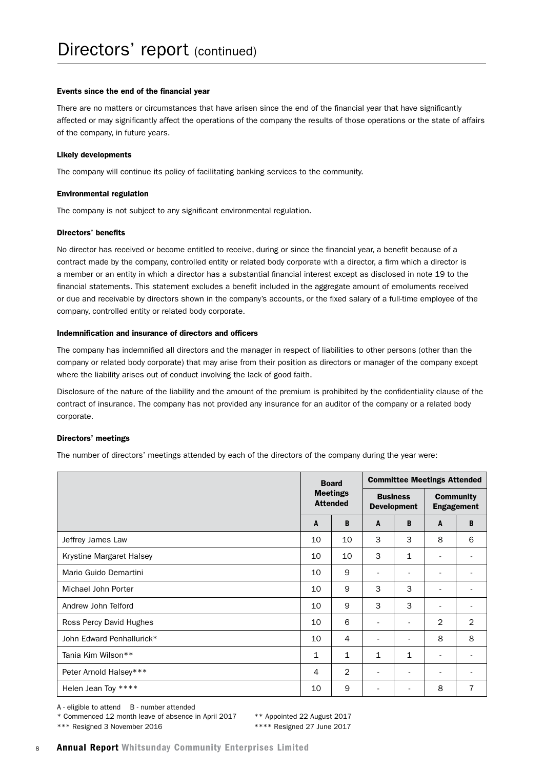# Directors' report (continued)

### Events since the end of the financial year

There are no matters or circumstances that have arisen since the end of the financial year that have significantly affected or may significantly affect the operations of the company the results of those operations or the state of affairs of the company, in future years.

### Likely developments

The company will continue its policy of facilitating banking services to the community.

### Environmental regulation

The company is not subject to any significant environmental regulation.

### Directors' benefits

No director has received or become entitled to receive, during or since the financial year, a benefit because of a contract made by the company, controlled entity or related body corporate with a director, a firm which a director is a member or an entity in which a director has a substantial financial interest except as disclosed in note 19 to the financial statements. This statement excludes a benefit included in the aggregate amount of emoluments received or due and receivable by directors shown in the company's accounts, or the fixed salary of a full-time employee of the company, controlled entity or related body corporate.

### Indemnification and insurance of directors and officers

The company has indemnified all directors and the manager in respect of liabilities to other persons (other than the company or related body corporate) that may arise from their position as directors or manager of the company except where the liability arises out of conduct involving the lack of good faith.

Disclosure of the nature of the liability and the amount of the premium is prohibited by the confidentiality clause of the contract of insurance. The company has not provided any insurance for an auditor of the company or a related body corporate.

### Directors' meetings

The number of directors' meetings attended by each of the directors of the company during the year were:

| | Board Meetings Attended | | Committee Meetings Attended | | | |
|---|---|---|---|---|---|---|
| | | | Business Development | | Community Engagement | |
| | A | B | A | B | A | B |
| Jeffrey James Law | 10 | 10 | 3 | 3 | 8 | 6 |
| Krystine Margaret Halsey | 10 | 10 | 3 | 1 | - | - |
| Mario Guido Demartini | 10 | 9 | - | - | - | - |
| Michael John Porter | 10 | 9 | 3 | 3 | - | - |
| Andrew John Telford | 10 | 9 | 3 | 3 | - | - |
| Ross Percy David Hughes | 10 | 6 | - | - | 2 | 2 |
| John Edward Penhallurick* | 10 | 4 | - | - | 8 | 8 |
| Tania Kim Wilson** | 1 | 1 | 1 | 1 | - | - |
| Peter Arnold Halsey*** | 4 | 2 | - | - | - | - |
| Helen Jean Toy **** | 10 | 9 | - | - | 8 | 7 |

A - eligible to attend B - number attended

* Commenced 12 month leave of absence in April 2017

** Appointed 22 August 2017

*** Resigned 3 November 2016

**** Resigned 27 June 2017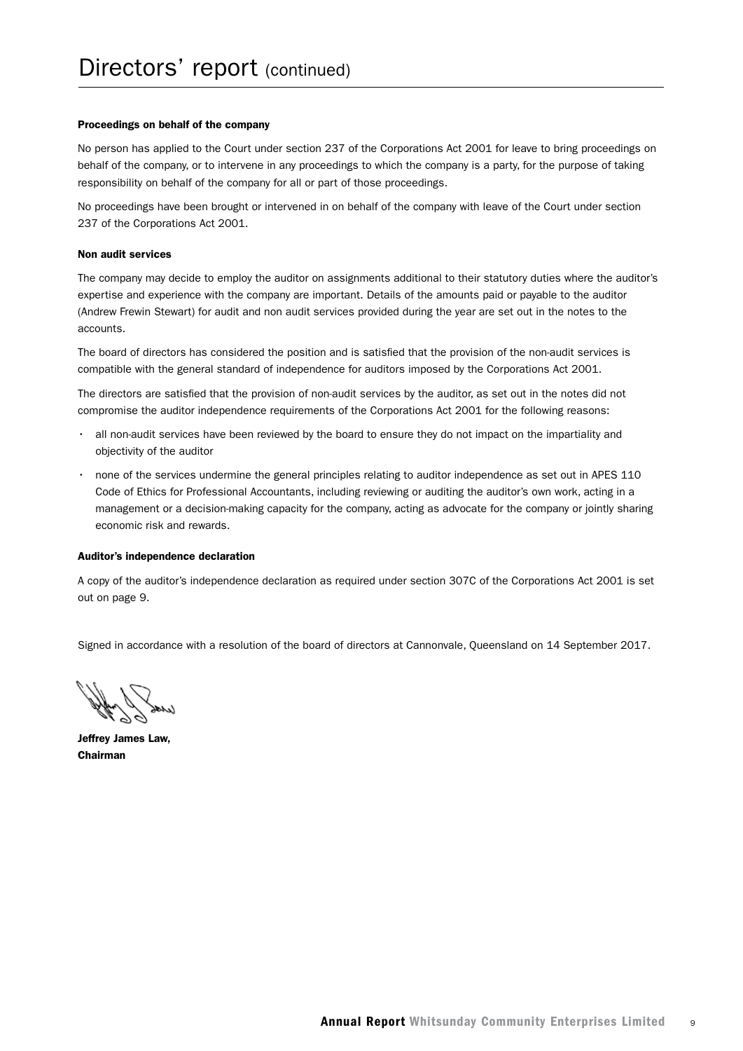# Directors' report (continued)

**Proceedings on behalf of the company**

No person has applied to the Court under section 237 of the Corporations Act 2001 for leave to bring proceedings on behalf of the company, or to intervene in any proceedings to which the company is a party, for the purpose of taking responsibility on behalf of the company for all or part of those proceedings.

No proceedings have been brought or intervened in on behalf of the company with leave of the Court under section 237 of the Corporations Act 2001.

**Non audit services**

The company may decide to employ the auditor on assignments additional to their statutory duties where the auditor's expertise and experience with the company are important. Details of the amounts paid or payable to the auditor (Andrew Frewin Stewart) for audit and non audit services provided during the year are set out in the notes to the accounts.

The board of directors has considered the position and is satisfied that the provision of the non-audit services is compatible with the general standard of independence for auditors imposed by the Corporations Act 2001.

The directors are satisfied that the provision of non-audit services by the auditor, as set out in the notes did not compromise the auditor independence requirements of the Corporations Act 2001 for the following reasons:

- all non-audit services have been reviewed by the board to ensure they do not impact on the impartiality and objectivity of the auditor
- none of the services undermine the general principles relating to auditor independence as set out in APES 110 Code of Ethics for Professional Accountants, including reviewing or auditing the auditor's own work, acting in a management or a decision-making capacity for the company, acting as advocate for the company or jointly sharing economic risk and rewards.

**Auditor's independence declaration**

A copy of the auditor's independence declaration as required under section 307C of the Corporations Act 2001 is set out on page 9.

Signed in accordance with a resolution of the board of directors at Cannonvale, Queensland on 14 September 2017.

**Jeffrey James Law,**
**Chairman**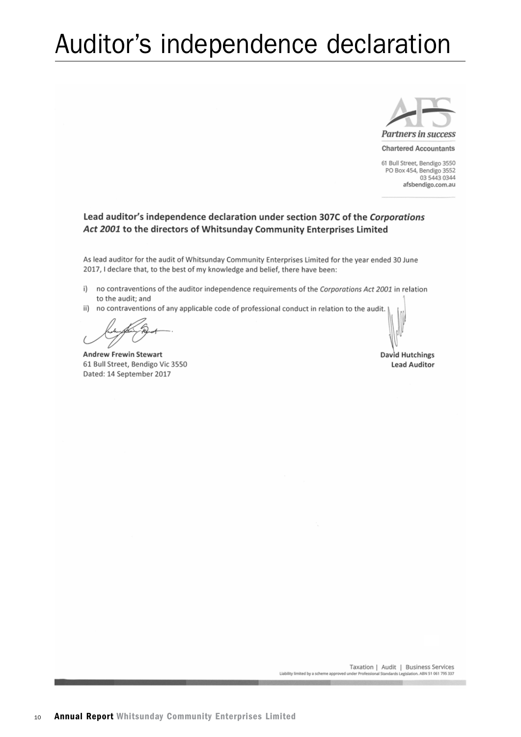# Auditor's independence declaration

AFS

*Partners in success*

Chartered Accountants

61 Bull Street, Bendigo 3550
PO Box 454, Bendigo 3552
03 5443 0344
afsbendigo.com.au

**Lead auditor's independence declaration under section 307C of the *Corporations Act 2001* to the directors of Whitsunday Community Enterprises Limited**

As lead auditor for the audit of Whitsunday Community Enterprises Limited for the year ended 30 June 2017, I declare that, to the best of my knowledge and belief, there have been:

i) no contraventions of the auditor independence requirements of the *Corporations Act 2001* in relation to the audit; and

ii) no contraventions of any applicable code of professional conduct in relation to the audit.

**Andrew Frewin Stewart**
61 Bull Street, Bendigo Vic 3550
Dated: 14 September 2017

**David Hutchings**
**Lead Auditor**

Taxation | Audit | Business Services
Liability limited by a scheme approved under Professional Standards Legislation. ABN 51 061 795 337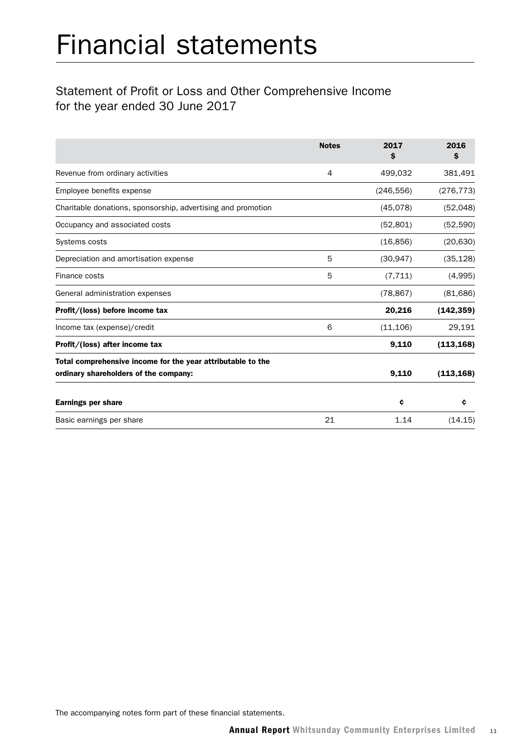# Financial statements

## Statement of Profit or Loss and Other Comprehensive Income for the year ended 30 June 2017

| | Notes | 2017<br>$ | 2016<br>$ |
|---|---|---|---|
| Revenue from ordinary activities | 4 | 499,032 | 381,491 |
| Employee benefits expense | | (246,556) | (276,773) |
| Charitable donations, sponsorship, advertising and promotion | | (45,078) | (52,048) |
| Occupancy and associated costs | | (52,801) | (52,590) |
| Systems costs | | (16,856) | (20,630) |
| Depreciation and amortisation expense | 5 | (30,947) | (35,128) |
| Finance costs | 5 | (7,711) | (4,995) |
| General administration expenses | | (78,867) | (81,686) |
| **Profit/(loss) before income tax** | | **20,216** | **(142,359)** |
| Income tax (expense)/credit | 6 | (11,106) | 29,191 |
| **Profit/(loss) after income tax** | | **9,110** | **(113,168)** |
| **Total comprehensive income for the year attributable to the ordinary shareholders of the company:** | | **9,110** | **(113,168)** |
| **Earnings per share** | | **¢** | **¢** |
| Basic earnings per share | 21 | 1.14 | (14.15) |

The accompanying notes form part of these financial statements.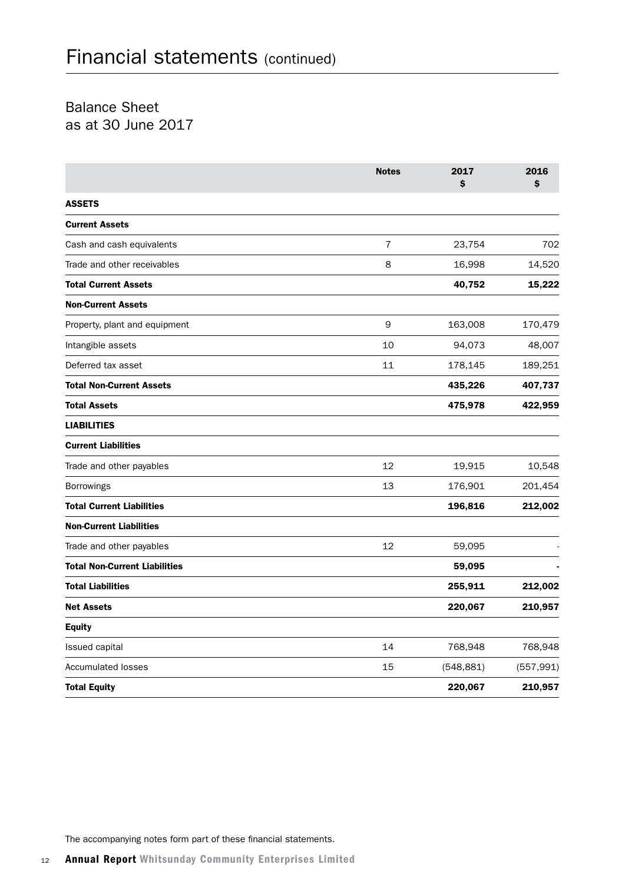# Financial statements (continued)

## Balance Sheet
as at 30 June 2017

| | Notes | 2017<br>$ | 2016<br>$ |
|---|---|---|---|
| **ASSETS** | | | |
| **Current Assets** | | | |
| Cash and cash equivalents | 7 | 23,754 | 702 |
| Trade and other receivables | 8 | 16,998 | 14,520 |
| **Total Current Assets** | | **40,752** | **15,222** |
| **Non-Current Assets** | | | |
| Property, plant and equipment | 9 | 163,008 | 170,479 |
| Intangible assets | 10 | 94,073 | 48,007 |
| Deferred tax asset | 11 | 178,145 | 189,251 |
| **Total Non-Current Assets** | | **435,226** | **407,737** |
| **Total Assets** | | **475,978** | **422,959** |
| **LIABILITIES** | | | |
| **Current Liabilities** | | | |
| Trade and other payables | 12 | 19,915 | 10,548 |
| Borrowings | 13 | 176,901 | 201,454 |
| **Total Current Liabilities** | | **196,816** | **212,002** |
| **Non-Current Liabilities** | | | |
| Trade and other payables | 12 | 59,095 | - |
| **Total Non-Current Liabilities** | | **59,095** | **-** |
| **Total Liabilities** | | **255,911** | **212,002** |
| **Net Assets** | | **220,067** | **210,957** |
| **Equity** | | | |
| Issued capital | 14 | 768,948 | 768,948 |
| Accumulated losses | 15 | (548,881) | (557,991) |
| **Total Equity** | | **220,067** | **210,957** |

The accompanying notes form part of these financial statements.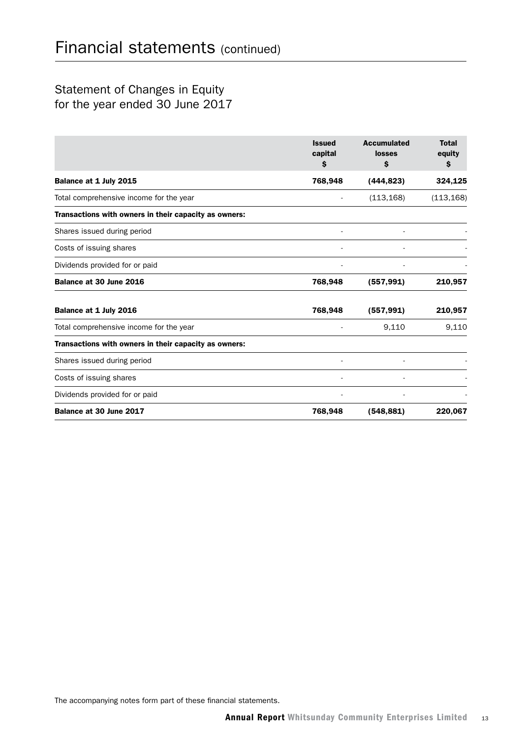# Financial statements (continued)

## Statement of Changes in Equity for the year ended 30 June 2017

| | Issued capital $ | Accumulated losses $ | Total equity $ |
|---|---|---|---|
| **Balance at 1 July 2015** | **768,948** | **(444,823)** | **324,125** |
| Total comprehensive income for the year | - | (113,168) | (113,168) |
| **Transactions with owners in their capacity as owners:** | | | |
| Shares issued during period | - | - | - |
| Costs of issuing shares | - | - | - |
| Dividends provided for or paid | - | - | - |
| **Balance at 30 June 2016** | **768,948** | **(557,991)** | **210,957** |
| | | | |
| **Balance at 1 July 2016** | **768,948** | **(557,991)** | **210,957** |
| Total comprehensive income for the year | - | 9,110 | 9,110 |
| **Transactions with owners in their capacity as owners:** | | | |
| Shares issued during period | - | - | - |
| Costs of issuing shares | - | - | - |
| Dividends provided for or paid | - | - | - |
| **Balance at 30 June 2017** | **768,948** | **(548,881)** | **220,067** |

The accompanying notes form part of these financial statements.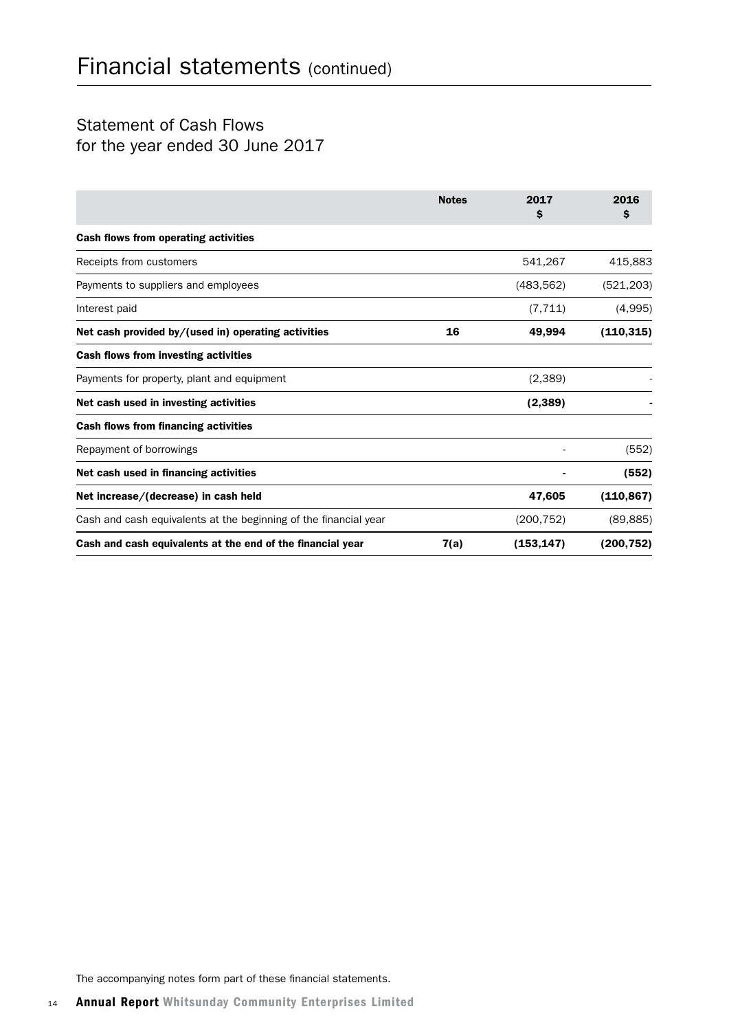# Financial statements (continued)

## Statement of Cash Flows
for the year ended 30 June 2017

| | Notes | 2017 $ | 2016 $ |
|---|---|---|---|
| **Cash flows from operating activities** | | | |
| Receipts from customers | | 541,267 | 415,883 |
| Payments to suppliers and employees | | (483,562) | (521,203) |
| Interest paid | | (7,711) | (4,995) |
| **Net cash provided by/(used in) operating activities** | **16** | **49,994** | **(110,315)** |
| **Cash flows from investing activities** | | | |
| Payments for property, plant and equipment | | (2,389) | - |
| **Net cash used in investing activities** | | **(2,389)** | **-** |
| **Cash flows from financing activities** | | | |
| Repayment of borrowings | | - | (552) |
| **Net cash used in financing activities** | | **-** | **(552)** |
| **Net increase/(decrease) in cash held** | | **47,605** | **(110,867)** |
| Cash and cash equivalents at the beginning of the financial year | | (200,752) | (89,885) |
| **Cash and cash equivalents at the end of the financial year** | **7(a)** | **(153,147)** | **(200,752)** |

The accompanying notes form part of these financial statements.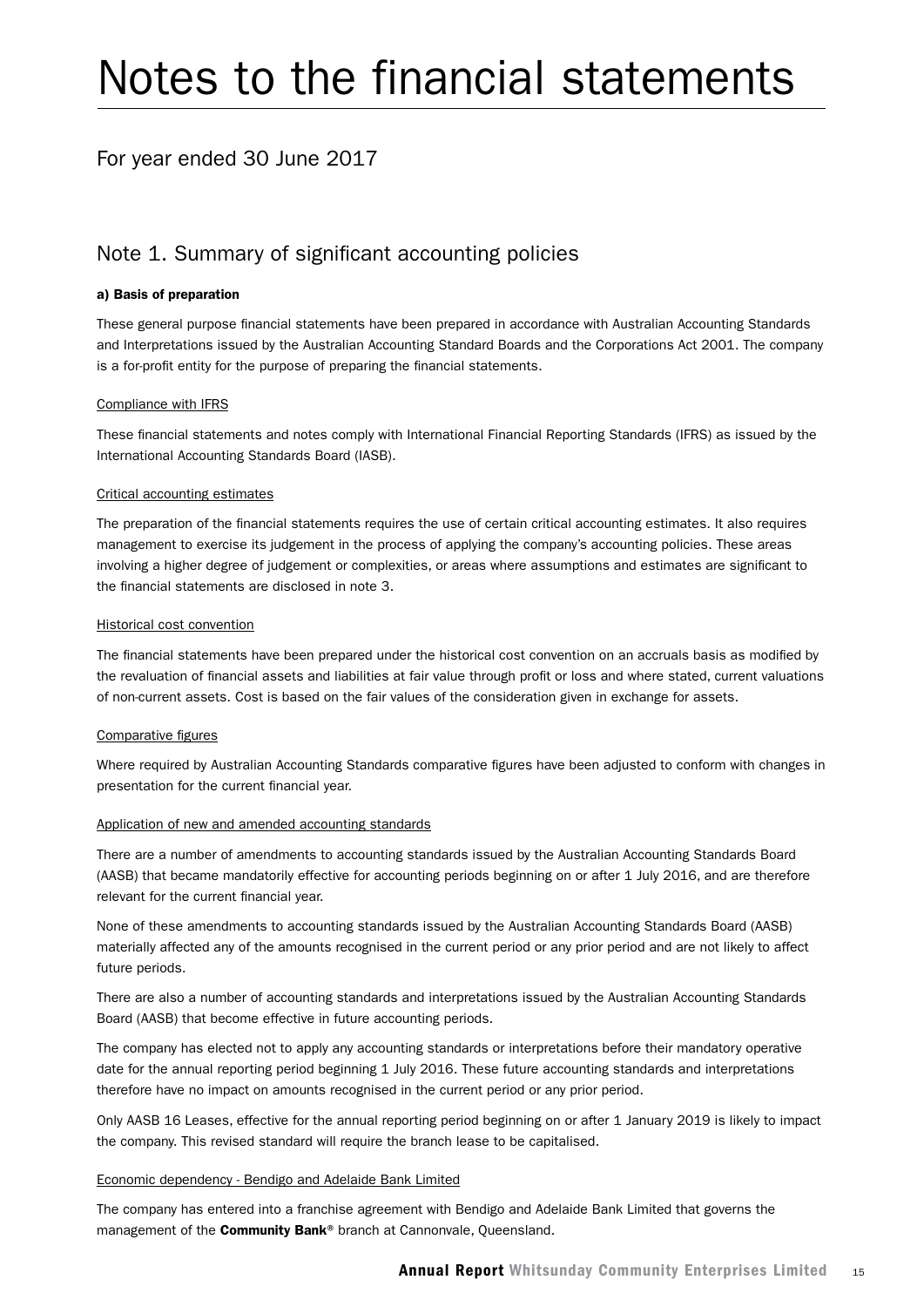# Notes to the financial statements

## For year ended 30 June 2017

## Note 1. Summary of significant accounting policies

#### a) Basis of preparation

These general purpose financial statements have been prepared in accordance with Australian Accounting Standards and Interpretations issued by the Australian Accounting Standard Boards and the Corporations Act 2001. The company is a for-profit entity for the purpose of preparing the financial statements.

Compliance with IFRS

These financial statements and notes comply with International Financial Reporting Standards (IFRS) as issued by the International Accounting Standards Board (IASB).

Critical accounting estimates

The preparation of the financial statements requires the use of certain critical accounting estimates. It also requires management to exercise its judgement in the process of applying the company's accounting policies. These areas involving a higher degree of judgement or complexities, or areas where assumptions and estimates are significant to the financial statements are disclosed in note 3.

Historical cost convention

The financial statements have been prepared under the historical cost convention on an accruals basis as modified by the revaluation of financial assets and liabilities at fair value through profit or loss and where stated, current valuations of non-current assets. Cost is based on the fair values of the consideration given in exchange for assets.

Comparative figures

Where required by Australian Accounting Standards comparative figures have been adjusted to conform with changes in presentation for the current financial year.

Application of new and amended accounting standards

There are a number of amendments to accounting standards issued by the Australian Accounting Standards Board (AASB) that became mandatorily effective for accounting periods beginning on or after 1 July 2016, and are therefore relevant for the current financial year.

None of these amendments to accounting standards issued by the Australian Accounting Standards Board (AASB) materially affected any of the amounts recognised in the current period or any prior period and are not likely to affect future periods.

There are also a number of accounting standards and interpretations issued by the Australian Accounting Standards Board (AASB) that become effective in future accounting periods.

The company has elected not to apply any accounting standards or interpretations before their mandatory operative date for the annual reporting period beginning 1 July 2016. These future accounting standards and interpretations therefore have no impact on amounts recognised in the current period or any prior period.

Only AASB 16 Leases, effective for the annual reporting period beginning on or after 1 January 2019 is likely to impact the company. This revised standard will require the branch lease to be capitalised.

Economic dependency - Bendigo and Adelaide Bank Limited

The company has entered into a franchise agreement with Bendigo and Adelaide Bank Limited that governs the management of the **Community Bank**® branch at Cannonvale, Queensland.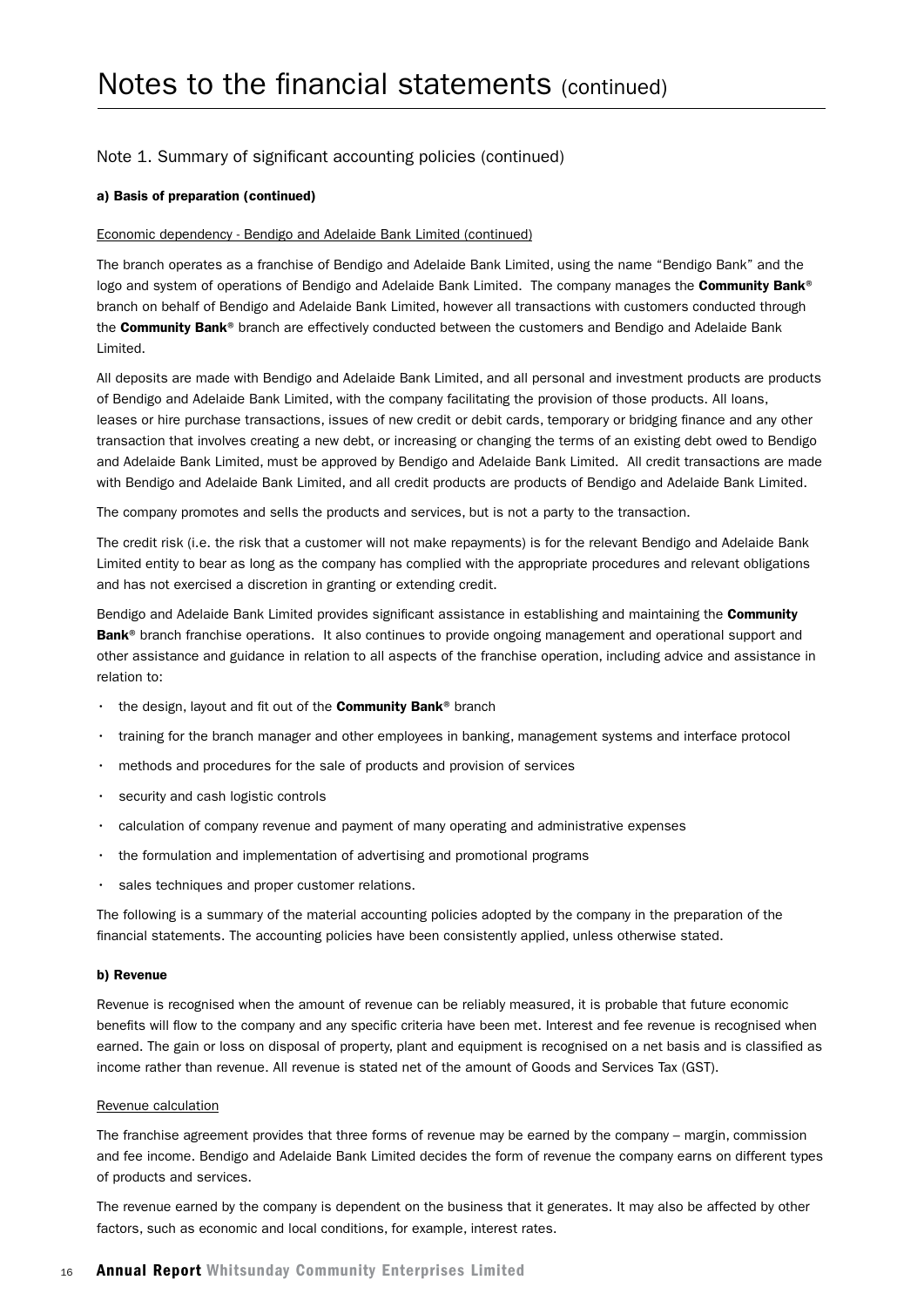# Notes to the financial statements (continued)

## Note 1. Summary of significant accounting policies (continued)

### a) Basis of preparation (continued)

Economic dependency - Bendigo and Adelaide Bank Limited (continued)

The branch operates as a franchise of Bendigo and Adelaide Bank Limited, using the name "Bendigo Bank" and the logo and system of operations of Bendigo and Adelaide Bank Limited. The company manages the **Community Bank**® branch on behalf of Bendigo and Adelaide Bank Limited, however all transactions with customers conducted through the **Community Bank**® branch are effectively conducted between the customers and Bendigo and Adelaide Bank Limited.

All deposits are made with Bendigo and Adelaide Bank Limited, and all personal and investment products are products of Bendigo and Adelaide Bank Limited, with the company facilitating the provision of those products. All loans, leases or hire purchase transactions, issues of new credit or debit cards, temporary or bridging finance and any other transaction that involves creating a new debt, or increasing or changing the terms of an existing debt owed to Bendigo and Adelaide Bank Limited, must be approved by Bendigo and Adelaide Bank Limited. All credit transactions are made with Bendigo and Adelaide Bank Limited, and all credit products are products of Bendigo and Adelaide Bank Limited.

The company promotes and sells the products and services, but is not a party to the transaction.

The credit risk (i.e. the risk that a customer will not make repayments) is for the relevant Bendigo and Adelaide Bank Limited entity to bear as long as the company has complied with the appropriate procedures and relevant obligations and has not exercised a discretion in granting or extending credit.

Bendigo and Adelaide Bank Limited provides significant assistance in establishing and maintaining the **Community Bank**® branch franchise operations. It also continues to provide ongoing management and operational support and other assistance and guidance in relation to all aspects of the franchise operation, including advice and assistance in relation to:

- the design, layout and fit out of the **Community Bank**® branch
- training for the branch manager and other employees in banking, management systems and interface protocol
- methods and procedures for the sale of products and provision of services
- security and cash logistic controls
- calculation of company revenue and payment of many operating and administrative expenses
- the formulation and implementation of advertising and promotional programs
- sales techniques and proper customer relations.

The following is a summary of the material accounting policies adopted by the company in the preparation of the financial statements. The accounting policies have been consistently applied, unless otherwise stated.

### b) Revenue

Revenue is recognised when the amount of revenue can be reliably measured, it is probable that future economic benefits will flow to the company and any specific criteria have been met. Interest and fee revenue is recognised when earned. The gain or loss on disposal of property, plant and equipment is recognised on a net basis and is classified as income rather than revenue. All revenue is stated net of the amount of Goods and Services Tax (GST).

Revenue calculation

The franchise agreement provides that three forms of revenue may be earned by the company – margin, commission and fee income. Bendigo and Adelaide Bank Limited decides the form of revenue the company earns on different types of products and services.

The revenue earned by the company is dependent on the business that it generates. It may also be affected by other factors, such as economic and local conditions, for example, interest rates.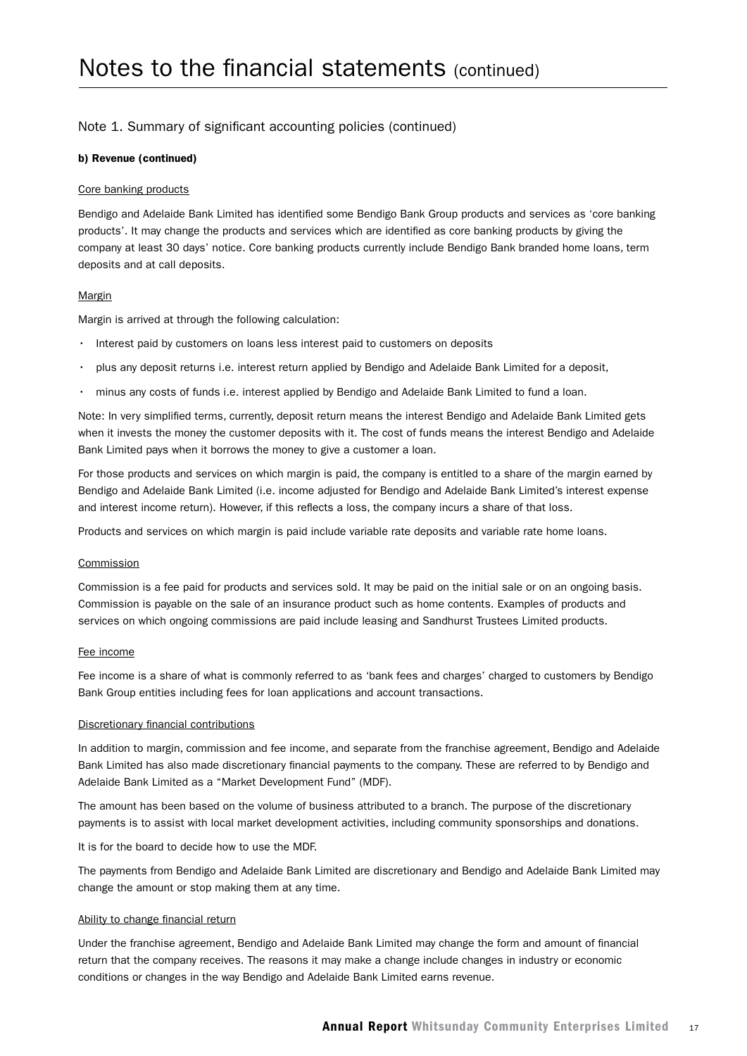# Notes to the financial statements (continued)

## Note 1. Summary of significant accounting policies (continued)

**b) Revenue (continued)**

Core banking products

Bendigo and Adelaide Bank Limited has identified some Bendigo Bank Group products and services as 'core banking products'. It may change the products and services which are identified as core banking products by giving the company at least 30 days' notice. Core banking products currently include Bendigo Bank branded home loans, term deposits and at call deposits.

Margin

Margin is arrived at through the following calculation:

- Interest paid by customers on loans less interest paid to customers on deposits
- plus any deposit returns i.e. interest return applied by Bendigo and Adelaide Bank Limited for a deposit,
- minus any costs of funds i.e. interest applied by Bendigo and Adelaide Bank Limited to fund a loan.

Note: In very simplified terms, currently, deposit return means the interest Bendigo and Adelaide Bank Limited gets when it invests the money the customer deposits with it. The cost of funds means the interest Bendigo and Adelaide Bank Limited pays when it borrows the money to give a customer a loan.

For those products and services on which margin is paid, the company is entitled to a share of the margin earned by Bendigo and Adelaide Bank Limited (i.e. income adjusted for Bendigo and Adelaide Bank Limited's interest expense and interest income return). However, if this reflects a loss, the company incurs a share of that loss.

Products and services on which margin is paid include variable rate deposits and variable rate home loans.

Commission

Commission is a fee paid for products and services sold. It may be paid on the initial sale or on an ongoing basis. Commission is payable on the sale of an insurance product such as home contents. Examples of products and services on which ongoing commissions are paid include leasing and Sandhurst Trustees Limited products.

Fee income

Fee income is a share of what is commonly referred to as 'bank fees and charges' charged to customers by Bendigo Bank Group entities including fees for loan applications and account transactions.

Discretionary financial contributions

In addition to margin, commission and fee income, and separate from the franchise agreement, Bendigo and Adelaide Bank Limited has also made discretionary financial payments to the company. These are referred to by Bendigo and Adelaide Bank Limited as a "Market Development Fund" (MDF).

The amount has been based on the volume of business attributed to a branch. The purpose of the discretionary payments is to assist with local market development activities, including community sponsorships and donations.

It is for the board to decide how to use the MDF.

The payments from Bendigo and Adelaide Bank Limited are discretionary and Bendigo and Adelaide Bank Limited may change the amount or stop making them at any time.

Ability to change financial return

Under the franchise agreement, Bendigo and Adelaide Bank Limited may change the form and amount of financial return that the company receives. The reasons it may make a change include changes in industry or economic conditions or changes in the way Bendigo and Adelaide Bank Limited earns revenue.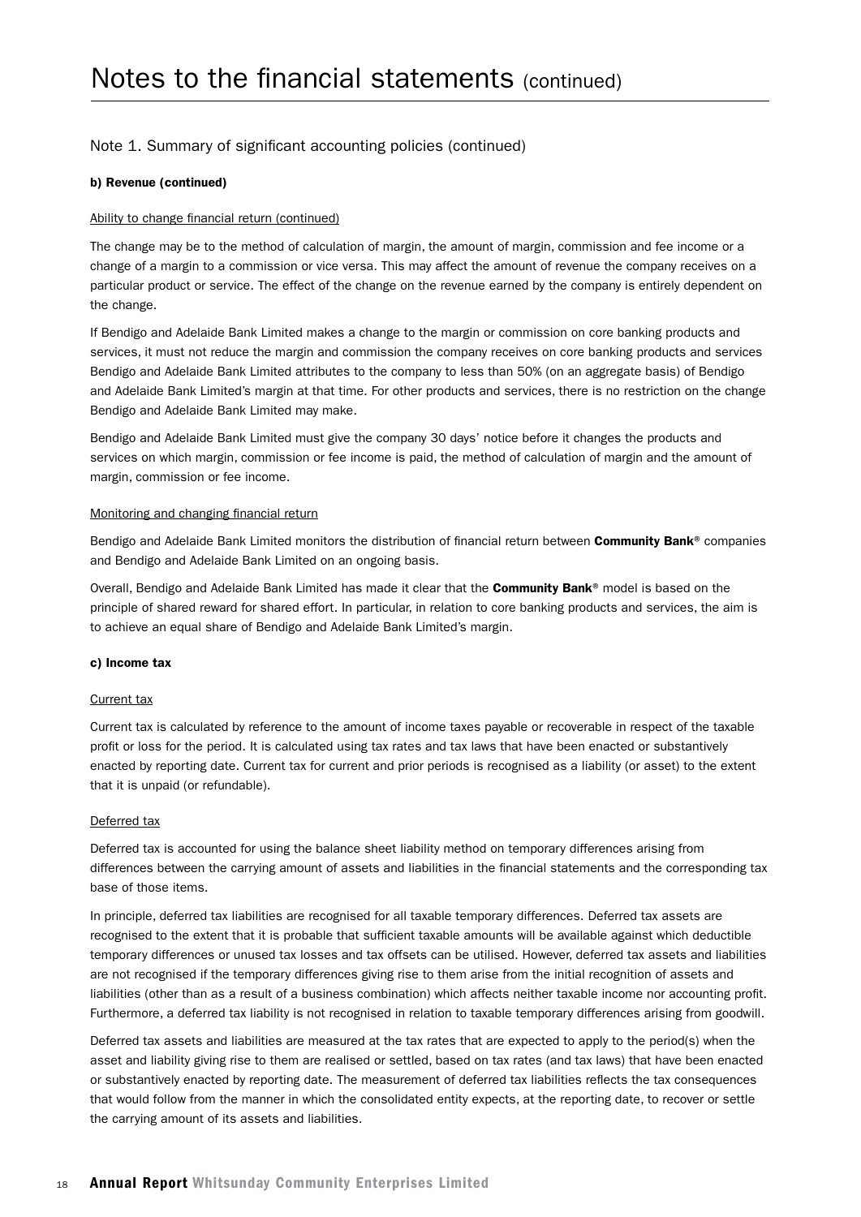# Notes to the financial statements (continued)

## Note 1. Summary of significant accounting policies (continued)

**b) Revenue (continued)**

Ability to change financial return (continued)

The change may be to the method of calculation of margin, the amount of margin, commission and fee income or a change of a margin to a commission or vice versa. This may affect the amount of revenue the company receives on a particular product or service. The effect of the change on the revenue earned by the company is entirely dependent on the change.

If Bendigo and Adelaide Bank Limited makes a change to the margin or commission on core banking products and services, it must not reduce the margin and commission the company receives on core banking products and services Bendigo and Adelaide Bank Limited attributes to the company to less than 50% (on an aggregate basis) of Bendigo and Adelaide Bank Limited's margin at that time. For other products and services, there is no restriction on the change Bendigo and Adelaide Bank Limited may make.

Bendigo and Adelaide Bank Limited must give the company 30 days' notice before it changes the products and services on which margin, commission or fee income is paid, the method of calculation of margin and the amount of margin, commission or fee income.

Monitoring and changing financial return

Bendigo and Adelaide Bank Limited monitors the distribution of financial return between **Community Bank**® companies and Bendigo and Adelaide Bank Limited on an ongoing basis.

Overall, Bendigo and Adelaide Bank Limited has made it clear that the **Community Bank**® model is based on the principle of shared reward for shared effort. In particular, in relation to core banking products and services, the aim is to achieve an equal share of Bendigo and Adelaide Bank Limited's margin.

**c) Income tax**

Current tax

Current tax is calculated by reference to the amount of income taxes payable or recoverable in respect of the taxable profit or loss for the period. It is calculated using tax rates and tax laws that have been enacted or substantively enacted by reporting date. Current tax for current and prior periods is recognised as a liability (or asset) to the extent that it is unpaid (or refundable).

Deferred tax

Deferred tax is accounted for using the balance sheet liability method on temporary differences arising from differences between the carrying amount of assets and liabilities in the financial statements and the corresponding tax base of those items.

In principle, deferred tax liabilities are recognised for all taxable temporary differences. Deferred tax assets are recognised to the extent that it is probable that sufficient taxable amounts will be available against which deductible temporary differences or unused tax losses and tax offsets can be utilised. However, deferred tax assets and liabilities are not recognised if the temporary differences giving rise to them arise from the initial recognition of assets and liabilities (other than as a result of a business combination) which affects neither taxable income nor accounting profit. Furthermore, a deferred tax liability is not recognised in relation to taxable temporary differences arising from goodwill.

Deferred tax assets and liabilities are measured at the tax rates that are expected to apply to the period(s) when the asset and liability giving rise to them are realised or settled, based on tax rates (and tax laws) that have been enacted or substantively enacted by reporting date. The measurement of deferred tax liabilities reflects the tax consequences that would follow from the manner in which the consolidated entity expects, at the reporting date, to recover or settle the carrying amount of its assets and liabilities.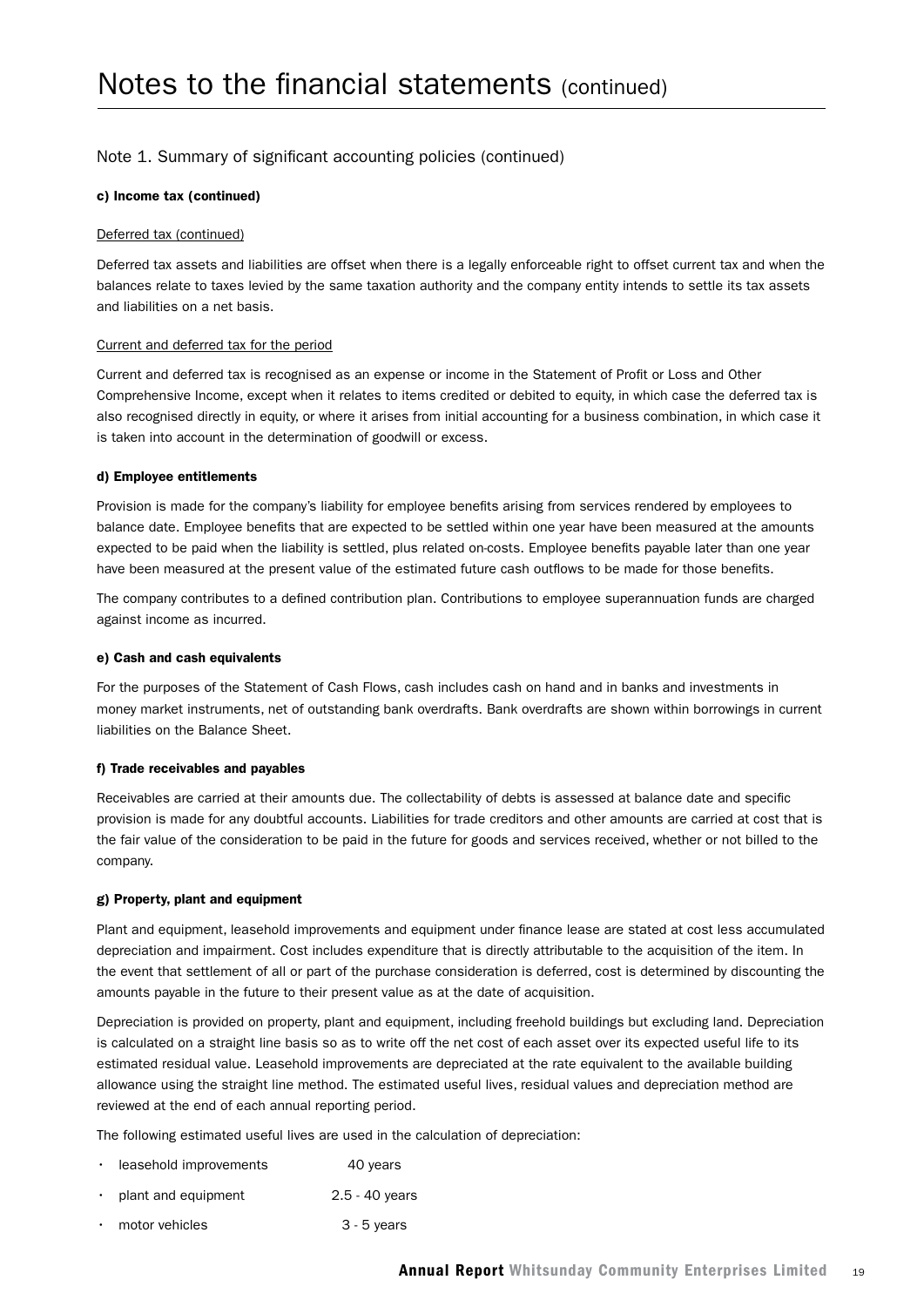# Notes to the financial statements (continued)

## Note 1. Summary of significant accounting policies (continued)

### c) Income tax (continued)

Deferred tax (continued)

Deferred tax assets and liabilities are offset when there is a legally enforceable right to offset current tax and when the balances relate to taxes levied by the same taxation authority and the company entity intends to settle its tax assets and liabilities on a net basis.

Current and deferred tax for the period

Current and deferred tax is recognised as an expense or income in the Statement of Profit or Loss and Other Comprehensive Income, except when it relates to items credited or debited to equity, in which case the deferred tax is also recognised directly in equity, or where it arises from initial accounting for a business combination, in which case it is taken into account in the determination of goodwill or excess.

### d) Employee entitlements

Provision is made for the company's liability for employee benefits arising from services rendered by employees to balance date. Employee benefits that are expected to be settled within one year have been measured at the amounts expected to be paid when the liability is settled, plus related on-costs. Employee benefits payable later than one year have been measured at the present value of the estimated future cash outflows to be made for those benefits.

The company contributes to a defined contribution plan. Contributions to employee superannuation funds are charged against income as incurred.

### e) Cash and cash equivalents

For the purposes of the Statement of Cash Flows, cash includes cash on hand and in banks and investments in money market instruments, net of outstanding bank overdrafts. Bank overdrafts are shown within borrowings in current liabilities on the Balance Sheet.

### f) Trade receivables and payables

Receivables are carried at their amounts due. The collectability of debts is assessed at balance date and specific provision is made for any doubtful accounts. Liabilities for trade creditors and other amounts are carried at cost that is the fair value of the consideration to be paid in the future for goods and services received, whether or not billed to the company.

### g) Property, plant and equipment

Plant and equipment, leasehold improvements and equipment under finance lease are stated at cost less accumulated depreciation and impairment. Cost includes expenditure that is directly attributable to the acquisition of the item. In the event that settlement of all or part of the purchase consideration is deferred, cost is determined by discounting the amounts payable in the future to their present value as at the date of acquisition.

Depreciation is provided on property, plant and equipment, including freehold buildings but excluding land. Depreciation is calculated on a straight line basis so as to write off the net cost of each asset over its expected useful life to its estimated residual value. Leasehold improvements are depreciated at the rate equivalent to the available building allowance using the straight line method. The estimated useful lives, residual values and depreciation method are reviewed at the end of each annual reporting period.

The following estimated useful lives are used in the calculation of depreciation:

- leasehold improvements 40 years
- plant and equipment 2.5 - 40 years
- motor vehicles 3 - 5 years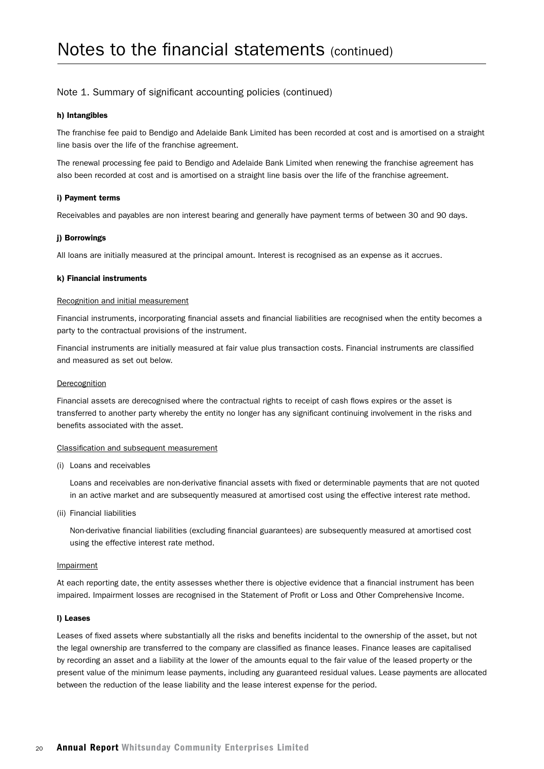# Notes to the financial statements (continued)

## Note 1. Summary of significant accounting policies (continued)

### h) Intangibles

The franchise fee paid to Bendigo and Adelaide Bank Limited has been recorded at cost and is amortised on a straight line basis over the life of the franchise agreement.

The renewal processing fee paid to Bendigo and Adelaide Bank Limited when renewing the franchise agreement has also been recorded at cost and is amortised on a straight line basis over the life of the franchise agreement.

### i) Payment terms

Receivables and payables are non interest bearing and generally have payment terms of between 30 and 90 days.

### j) Borrowings

All loans are initially measured at the principal amount. Interest is recognised as an expense as it accrues.

### k) Financial instruments

Recognition and initial measurement

Financial instruments, incorporating financial assets and financial liabilities are recognised when the entity becomes a party to the contractual provisions of the instrument.

Financial instruments are initially measured at fair value plus transaction costs. Financial instruments are classified and measured as set out below.

Derecognition

Financial assets are derecognised where the contractual rights to receipt of cash flows expires or the asset is transferred to another party whereby the entity no longer has any significant continuing involvement in the risks and benefits associated with the asset.

Classification and subsequent measurement

(i) Loans and receivables

Loans and receivables are non-derivative financial assets with fixed or determinable payments that are not quoted in an active market and are subsequently measured at amortised cost using the effective interest rate method.

(ii) Financial liabilities

Non-derivative financial liabilities (excluding financial guarantees) are subsequently measured at amortised cost using the effective interest rate method.

Impairment

At each reporting date, the entity assesses whether there is objective evidence that a financial instrument has been impaired. Impairment losses are recognised in the Statement of Profit or Loss and Other Comprehensive Income.

### l) Leases

Leases of fixed assets where substantially all the risks and benefits incidental to the ownership of the asset, but not the legal ownership are transferred to the company are classified as finance leases. Finance leases are capitalised by recording an asset and a liability at the lower of the amounts equal to the fair value of the leased property or the present value of the minimum lease payments, including any guaranteed residual values. Lease payments are allocated between the reduction of the lease liability and the lease interest expense for the period.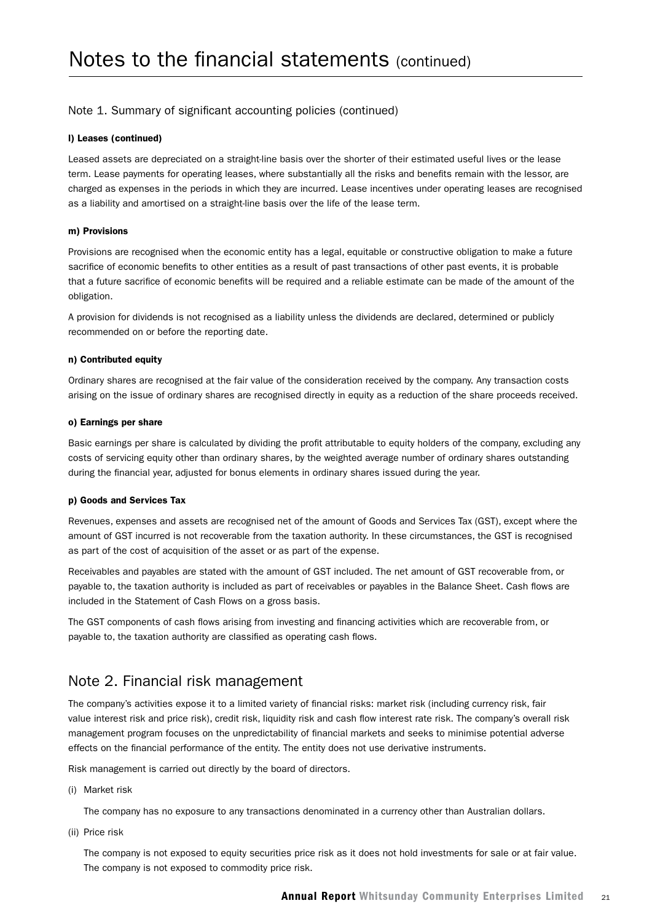# Notes to the financial statements (continued)

## Note 1. Summary of significant accounting policies (continued)

**l) Leases (continued)**

Leased assets are depreciated on a straight-line basis over the shorter of their estimated useful lives or the lease term. Lease payments for operating leases, where substantially all the risks and benefits remain with the lessor, are charged as expenses in the periods in which they are incurred. Lease incentives under operating leases are recognised as a liability and amortised on a straight-line basis over the life of the lease term.

**m) Provisions**

Provisions are recognised when the economic entity has a legal, equitable or constructive obligation to make a future sacrifice of economic benefits to other entities as a result of past transactions of other past events, it is probable that a future sacrifice of economic benefits will be required and a reliable estimate can be made of the amount of the obligation.

A provision for dividends is not recognised as a liability unless the dividends are declared, determined or publicly recommended on or before the reporting date.

**n) Contributed equity**

Ordinary shares are recognised at the fair value of the consideration received by the company. Any transaction costs arising on the issue of ordinary shares are recognised directly in equity as a reduction of the share proceeds received.

**o) Earnings per share**

Basic earnings per share is calculated by dividing the profit attributable to equity holders of the company, excluding any costs of servicing equity other than ordinary shares, by the weighted average number of ordinary shares outstanding during the financial year, adjusted for bonus elements in ordinary shares issued during the year.

**p) Goods and Services Tax**

Revenues, expenses and assets are recognised net of the amount of Goods and Services Tax (GST), except where the amount of GST incurred is not recoverable from the taxation authority. In these circumstances, the GST is recognised as part of the cost of acquisition of the asset or as part of the expense.

Receivables and payables are stated with the amount of GST included. The net amount of GST recoverable from, or payable to, the taxation authority is included as part of receivables or payables in the Balance Sheet. Cash flows are included in the Statement of Cash Flows on a gross basis.

The GST components of cash flows arising from investing and financing activities which are recoverable from, or payable to, the taxation authority are classified as operating cash flows.

## Note 2. Financial risk management

The company's activities expose it to a limited variety of financial risks: market risk (including currency risk, fair value interest risk and price risk), credit risk, liquidity risk and cash flow interest rate risk. The company's overall risk management program focuses on the unpredictability of financial markets and seeks to minimise potential adverse effects on the financial performance of the entity. The entity does not use derivative instruments.

Risk management is carried out directly by the board of directors.

(i) Market risk

The company has no exposure to any transactions denominated in a currency other than Australian dollars.

(ii) Price risk

The company is not exposed to equity securities price risk as it does not hold investments for sale or at fair value. The company is not exposed to commodity price risk.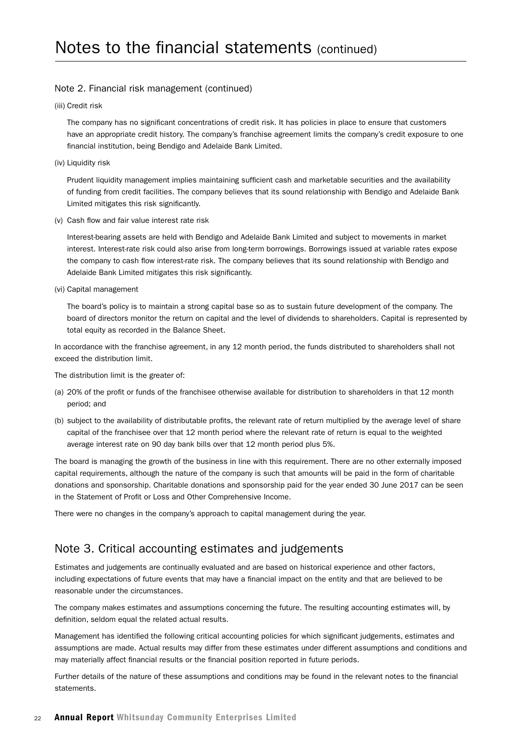# Notes to the financial statements (continued)

## Note 2. Financial risk management (continued)

(iii) Credit risk

The company has no significant concentrations of credit risk. It has policies in place to ensure that customers have an appropriate credit history. The company's franchise agreement limits the company's credit exposure to one financial institution, being Bendigo and Adelaide Bank Limited.

(iv) Liquidity risk

Prudent liquidity management implies maintaining sufficient cash and marketable securities and the availability of funding from credit facilities. The company believes that its sound relationship with Bendigo and Adelaide Bank Limited mitigates this risk significantly.

(v) Cash flow and fair value interest rate risk

Interest-bearing assets are held with Bendigo and Adelaide Bank Limited and subject to movements in market interest. Interest-rate risk could also arise from long-term borrowings. Borrowings issued at variable rates expose the company to cash flow interest-rate risk. The company believes that its sound relationship with Bendigo and Adelaide Bank Limited mitigates this risk significantly.

(vi) Capital management

The board's policy is to maintain a strong capital base so as to sustain future development of the company. The board of directors monitor the return on capital and the level of dividends to shareholders. Capital is represented by total equity as recorded in the Balance Sheet.

In accordance with the franchise agreement, in any 12 month period, the funds distributed to shareholders shall not exceed the distribution limit.

The distribution limit is the greater of:

(a) 20% of the profit or funds of the franchisee otherwise available for distribution to shareholders in that 12 month period; and

(b) subject to the availability of distributable profits, the relevant rate of return multiplied by the average level of share capital of the franchisee over that 12 month period where the relevant rate of return is equal to the weighted average interest rate on 90 day bank bills over that 12 month period plus 5%.

The board is managing the growth of the business in line with this requirement. There are no other externally imposed capital requirements, although the nature of the company is such that amounts will be paid in the form of charitable donations and sponsorship. Charitable donations and sponsorship paid for the year ended 30 June 2017 can be seen in the Statement of Profit or Loss and Other Comprehensive Income.

There were no changes in the company's approach to capital management during the year.

## Note 3. Critical accounting estimates and judgements

Estimates and judgements are continually evaluated and are based on historical experience and other factors, including expectations of future events that may have a financial impact on the entity and that are believed to be reasonable under the circumstances.

The company makes estimates and assumptions concerning the future. The resulting accounting estimates will, by definition, seldom equal the related actual results.

Management has identified the following critical accounting policies for which significant judgements, estimates and assumptions are made. Actual results may differ from these estimates under different assumptions and conditions and may materially affect financial results or the financial position reported in future periods.

Further details of the nature of these assumptions and conditions may be found in the relevant notes to the financial statements.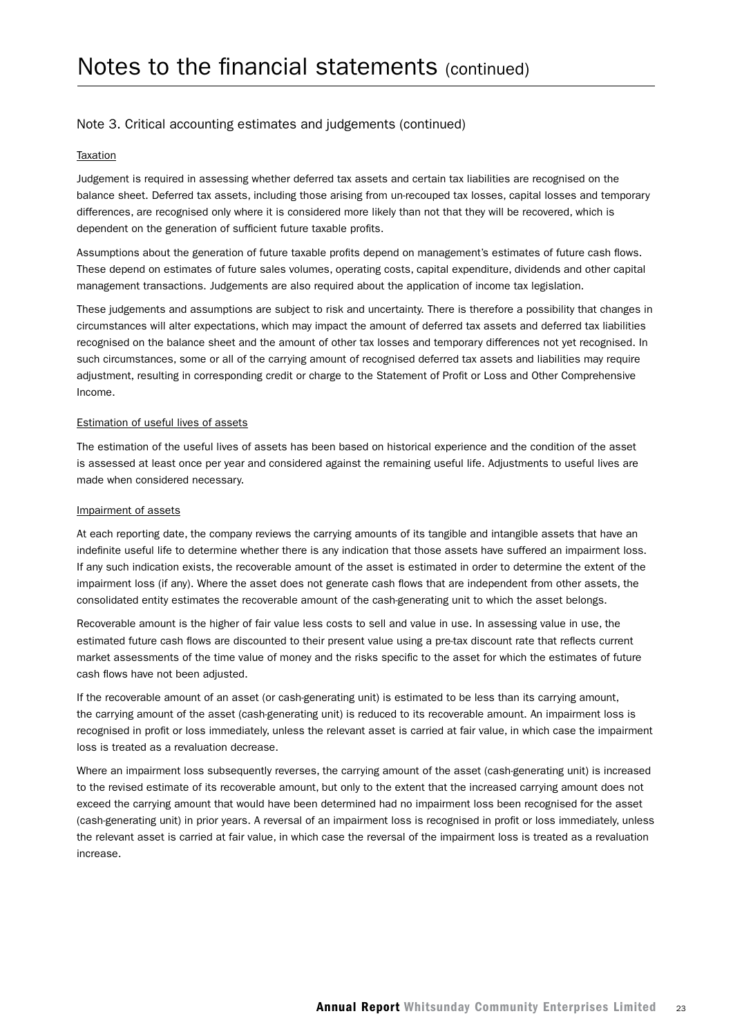# Notes to the financial statements (continued)

## Note 3. Critical accounting estimates and judgements (continued)

Taxation

Judgement is required in assessing whether deferred tax assets and certain tax liabilities are recognised on the balance sheet. Deferred tax assets, including those arising from un-recouped tax losses, capital losses and temporary differences, are recognised only where it is considered more likely than not that they will be recovered, which is dependent on the generation of sufficient future taxable profits.

Assumptions about the generation of future taxable profits depend on management's estimates of future cash flows. These depend on estimates of future sales volumes, operating costs, capital expenditure, dividends and other capital management transactions. Judgements are also required about the application of income tax legislation.

These judgements and assumptions are subject to risk and uncertainty. There is therefore a possibility that changes in circumstances will alter expectations, which may impact the amount of deferred tax assets and deferred tax liabilities recognised on the balance sheet and the amount of other tax losses and temporary differences not yet recognised. In such circumstances, some or all of the carrying amount of recognised deferred tax assets and liabilities may require adjustment, resulting in corresponding credit or charge to the Statement of Profit or Loss and Other Comprehensive Income.

Estimation of useful lives of assets

The estimation of the useful lives of assets has been based on historical experience and the condition of the asset is assessed at least once per year and considered against the remaining useful life. Adjustments to useful lives are made when considered necessary.

Impairment of assets

At each reporting date, the company reviews the carrying amounts of its tangible and intangible assets that have an indefinite useful life to determine whether there is any indication that those assets have suffered an impairment loss. If any such indication exists, the recoverable amount of the asset is estimated in order to determine the extent of the impairment loss (if any). Where the asset does not generate cash flows that are independent from other assets, the consolidated entity estimates the recoverable amount of the cash-generating unit to which the asset belongs.

Recoverable amount is the higher of fair value less costs to sell and value in use. In assessing value in use, the estimated future cash flows are discounted to their present value using a pre-tax discount rate that reflects current market assessments of the time value of money and the risks specific to the asset for which the estimates of future cash flows have not been adjusted.

If the recoverable amount of an asset (or cash-generating unit) is estimated to be less than its carrying amount, the carrying amount of the asset (cash-generating unit) is reduced to its recoverable amount. An impairment loss is recognised in profit or loss immediately, unless the relevant asset is carried at fair value, in which case the impairment loss is treated as a revaluation decrease.

Where an impairment loss subsequently reverses, the carrying amount of the asset (cash-generating unit) is increased to the revised estimate of its recoverable amount, but only to the extent that the increased carrying amount does not exceed the carrying amount that would have been determined had no impairment loss been recognised for the asset (cash-generating unit) in prior years. A reversal of an impairment loss is recognised in profit or loss immediately, unless the relevant asset is carried at fair value, in which case the reversal of the impairment loss is treated as a revaluation increase.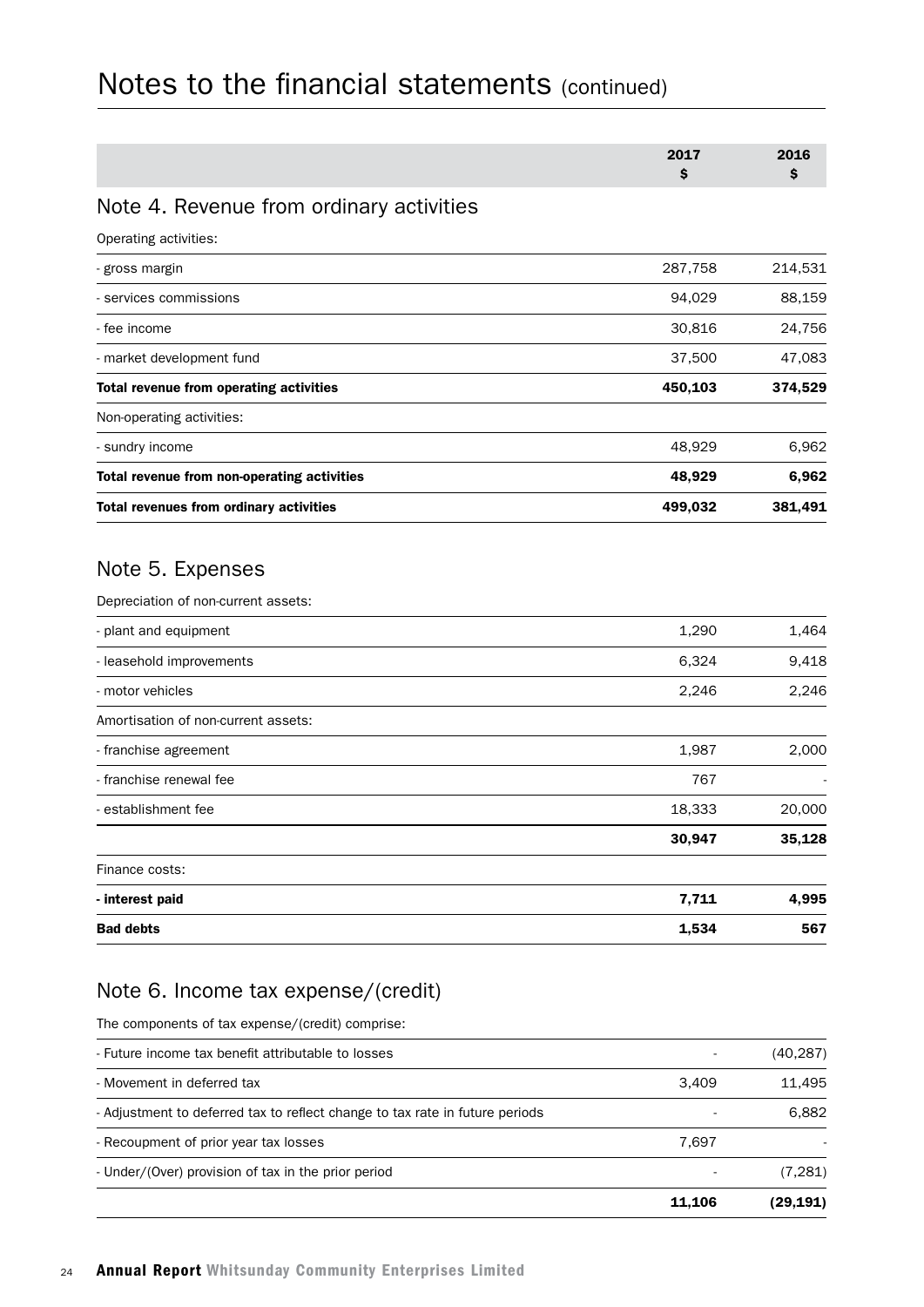# Notes to the financial statements (continued)

| | 2017 $ | 2016 $ |
|---|---|---|

## Note 4. Revenue from ordinary activities

| | 2017 $ | 2016 $ |
|---|---|---|
| Operating activities: | | |
| - gross margin | 287,758 | 214,531 |
| - services commissions | 94,029 | 88,159 |
| - fee income | 30,816 | 24,756 |
| - market development fund | 37,500 | 47,083 |
| **Total revenue from operating activities** | **450,103** | **374,529** |
| Non-operating activities: | | |
| - sundry income | 48,929 | 6,962 |
| **Total revenue from non-operating activities** | **48,929** | **6,962** |
| **Total revenues from ordinary activities** | **499,032** | **381,491** |

## Note 5. Expenses

| | 2017 $ | 2016 $ |
|---|---|---|
| Depreciation of non-current assets: | | |
| - plant and equipment | 1,290 | 1,464 |
| - leasehold improvements | 6,324 | 9,418 |
| - motor vehicles | 2,246 | 2,246 |
| Amortisation of non-current assets: | | |
| - franchise agreement | 1,987 | 2,000 |
| - franchise renewal fee | 767 | - |
| - establishment fee | 18,333 | 20,000 |
| | **30,947** | **35,128** |
| Finance costs: | | |
| **- interest paid** | **7,711** | **4,995** |
| **Bad debts** | **1,534** | **567** |

## Note 6. Income tax expense/(credit)

| | 2017 $ | 2016 $ |
|---|---|---|
| The components of tax expense/(credit) comprise: | | |
| - Future income tax benefit attributable to losses | - | (40,287) |
| - Movement in deferred tax | 3,409 | 11,495 |
| - Adjustment to deferred tax to reflect change to tax rate in future periods | - | 6,882 |
| - Recoupment of prior year tax losses | 7,697 | - |
| - Under/(Over) provision of tax in the prior period | - | (7,281) |
| | **11,106** | **(29,191)** |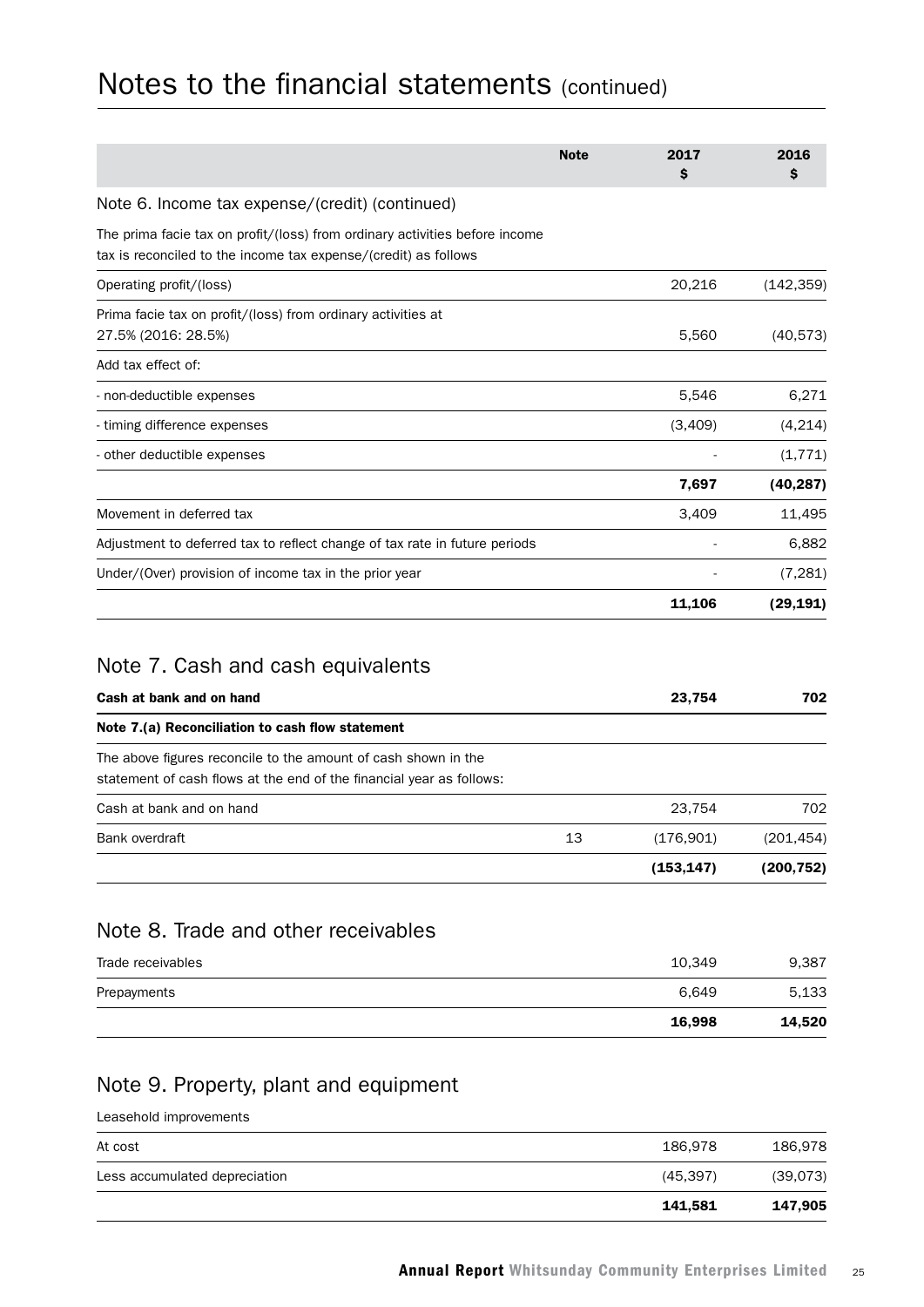# Notes to the financial statements (continued)

| | Note | 2017 $ | 2016 $ |
|---|---|---|---|
| **Note 6. Income tax expense/(credit) (continued)** | | | |
| The prima facie tax on profit/(loss) from ordinary activities before income tax is reconciled to the income tax expense/(credit) as follows | | | |
| Operating profit/(loss) | | 20,216 | (142,359) |
| Prima facie tax on profit/(loss) from ordinary activities at 27.5% (2016: 28.5%) | | 5,560 | (40,573) |
| Add tax effect of: | | | |
| - non-deductible expenses | | 5,546 | 6,271 |
| - timing difference expenses | | (3,409) | (4,214) |
| - other deductible expenses | | - | (1,771) |
| | | **7,697** | **(40,287)** |
| Movement in deferred tax | | 3,409 | 11,495 |
| Adjustment to deferred tax to reflect change of tax rate in future periods | | - | 6,882 |
| Under/(Over) provision of income tax in the prior year | | - | (7,281) |
| | | **11,106** | **(29,191)** |

## Note 7. Cash and cash equivalents

| | Note | 2017 $ | 2016 $ |
|---|---|---|---|
| **Cash at bank and on hand** | | **23,754** | **702** |
| **Note 7.(a) Reconciliation to cash flow statement** | | | |
| The above figures reconcile to the amount of cash shown in the statement of cash flows at the end of the financial year as follows: | | | |
| Cash at bank and on hand | | 23,754 | 702 |
| Bank overdraft | 13 | (176,901) | (201,454) |
| | | **(153,147)** | **(200,752)** |

## Note 8. Trade and other receivables

| | 2017 $ | 2016 $ |
|---|---|---|
| Trade receivables | 10,349 | 9,387 |
| Prepayments | 6,649 | 5,133 |
| | **16,998** | **14,520** |

## Note 9. Property, plant and equipment

| | 2017 $ | 2016 $ |
|---|---|---|
| Leasehold improvements | | |
| At cost | 186,978 | 186,978 |
| Less accumulated depreciation | (45,397) | (39,073) |
| | **141,581** | **147,905** |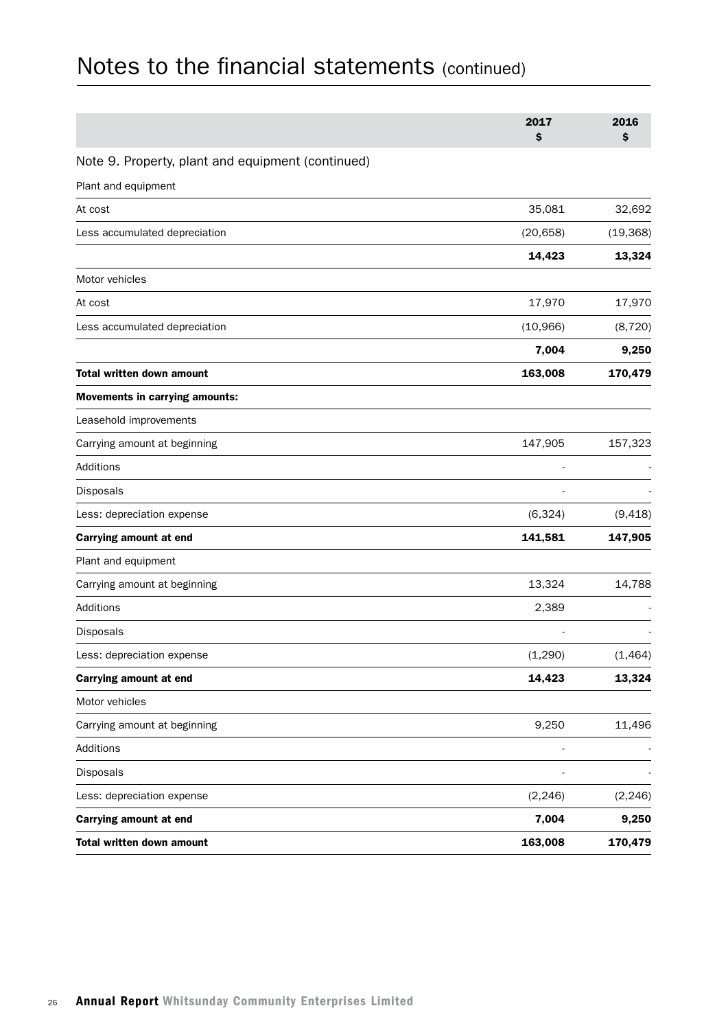# Notes to the financial statements (continued)

| | 2017<br>$ | 2016<br>$ |
|---|---|---|
| Note 9. Property, plant and equipment (continued) | | |
| Plant and equipment | | |
| At cost | 35,081 | 32,692 |
| Less accumulated depreciation | (20,658) | (19,368) |
| | **14,423** | **13,324** |
| Motor vehicles | | |
| At cost | 17,970 | 17,970 |
| Less accumulated depreciation | (10,966) | (8,720) |
| | **7,004** | **9,250** |
| **Total written down amount** | **163,008** | **170,479** |
| **Movements in carrying amounts:** | | |
| Leasehold improvements | | |
| Carrying amount at beginning | 147,905 | 157,323 |
| Additions | - | - |
| Disposals | - | - |
| Less: depreciation expense | (6,324) | (9,418) |
| **Carrying amount at end** | **141,581** | **147,905** |
| Plant and equipment | | |
| Carrying amount at beginning | 13,324 | 14,788 |
| Additions | 2,389 | - |
| Disposals | - | - |
| Less: depreciation expense | (1,290) | (1,464) |
| **Carrying amount at end** | **14,423** | **13,324** |
| Motor vehicles | | |
| Carrying amount at beginning | 9,250 | 11,496 |
| Additions | - | - |
| Disposals | - | - |
| Less: depreciation expense | (2,246) | (2,246) |
| **Carrying amount at end** | **7,004** | **9,250** |
| **Total written down amount** | **163,008** | **170,479** |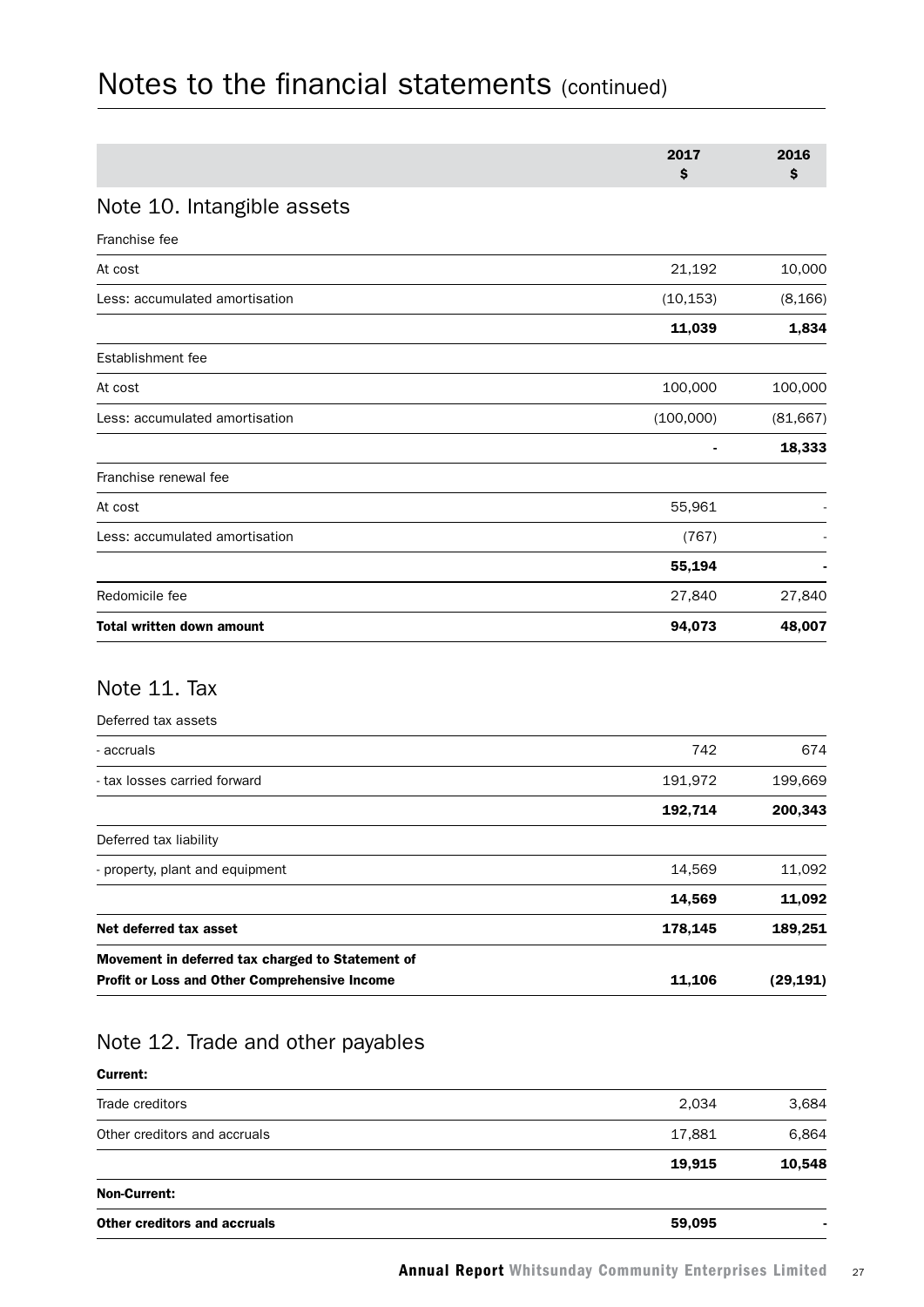# Notes to the financial statements (continued)

| | 2017 $ | 2016 $ |
|---|---|---|
| **Note 10. Intangible assets** | | |
| Franchise fee | | |
| At cost | 21,192 | 10,000 |
| Less: accumulated amortisation | (10,153) | (8,166) |
| | **11,039** | **1,834** |
| Establishment fee | | |
| At cost | 100,000 | 100,000 |
| Less: accumulated amortisation | (100,000) | (81,667) |
| | **-** | **18,333** |
| Franchise renewal fee | | |
| At cost | 55,961 | - |
| Less: accumulated amortisation | (767) | - |
| | **55,194** | **-** |
| Redomicile fee | 27,840 | 27,840 |
| **Total written down amount** | **94,073** | **48,007** |

## Note 11. Tax

| | 2017 $ | 2016 $ |
|---|---|---|
| Deferred tax assets | | |
| - accruals | 742 | 674 |
| - tax losses carried forward | 191,972 | 199,669 |
| | **192,714** | **200,343** |
| Deferred tax liability | | |
| - property, plant and equipment | 14,569 | 11,092 |
| | **14,569** | **11,092** |
| **Net deferred tax asset** | **178,145** | **189,251** |
| **Movement in deferred tax charged to Statement of Profit or Loss and Other Comprehensive Income** | **11,106** | **(29,191)** |

## Note 12. Trade and other payables

| | 2017 $ | 2016 $ |
|---|---|---|
| **Current:** | | |
| Trade creditors | 2,034 | 3,684 |
| Other creditors and accruals | 17,881 | 6,864 |
| | **19,915** | **10,548** |
| **Non-Current:** | | |
| **Other creditors and accruals** | **59,095** | **-** |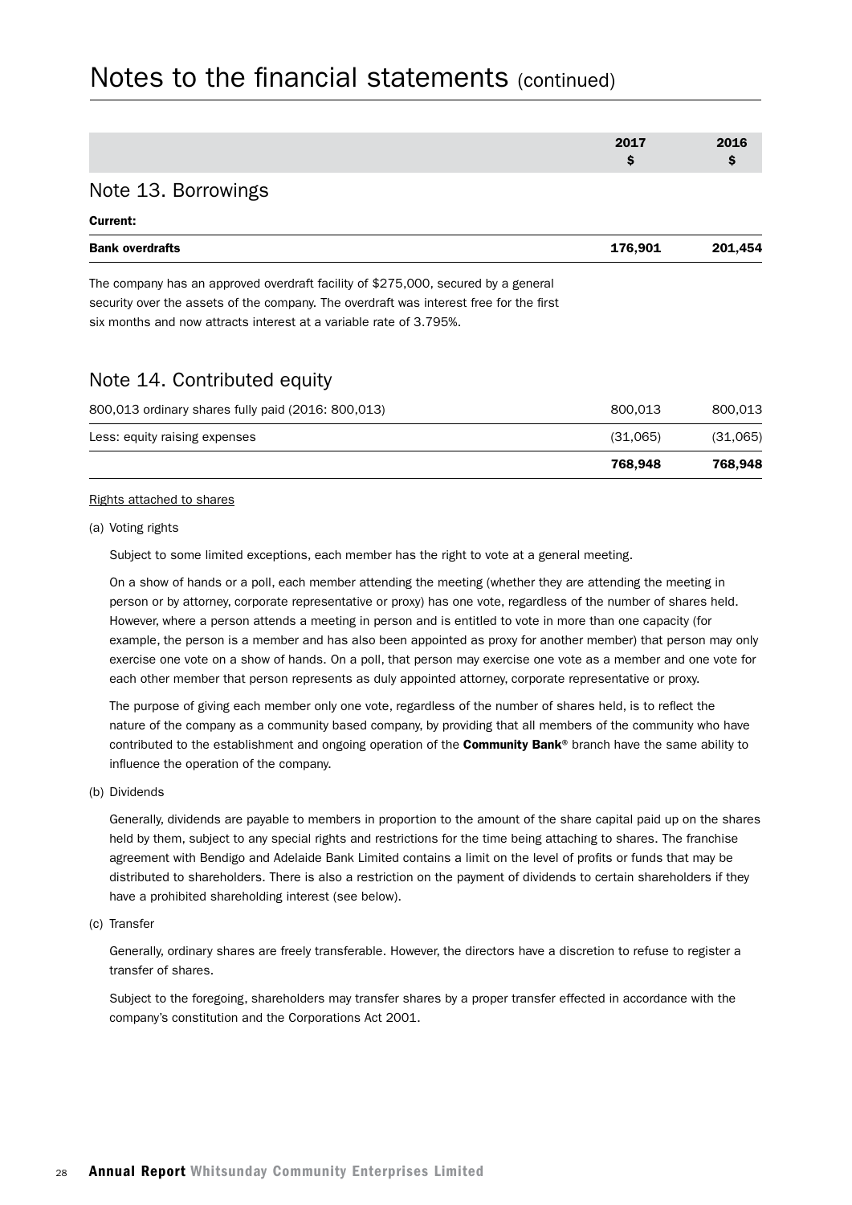# Notes to the financial statements (continued)

| | 2017<br>$ | 2016<br>$ |
|---|---|---|

## Note 13. Borrowings

| Current: | | |
|---|---|---|
| **Bank overdrafts** | **176,901** | **201,454** |

The company has an approved overdraft facility of $275,000, secured by a general security over the assets of the company. The overdraft was interest free for the first six months and now attracts interest at a variable rate of 3.795%.

## Note 14. Contributed equity

| | 2017<br>$ | 2016<br>$ |
|---|---|---|
| 800,013 ordinary shares fully paid (2016: 800,013) | 800,013 | 800,013 |
| Less: equity raising expenses | (31,065) | (31,065) |
| | **768,948** | **768,948** |

Rights attached to shares

(a) Voting rights

Subject to some limited exceptions, each member has the right to vote at a general meeting.

On a show of hands or a poll, each member attending the meeting (whether they are attending the meeting in person or by attorney, corporate representative or proxy) has one vote, regardless of the number of shares held. However, where a person attends a meeting in person and is entitled to vote in more than one capacity (for example, the person is a member and has also been appointed as proxy for another member) that person may only exercise one vote on a show of hands. On a poll, that person may exercise one vote as a member and one vote for each other member that person represents as duly appointed attorney, corporate representative or proxy.

The purpose of giving each member only one vote, regardless of the number of shares held, is to reflect the nature of the company as a community based company, by providing that all members of the community who have contributed to the establishment and ongoing operation of the **Community Bank**® branch have the same ability to influence the operation of the company.

(b) Dividends

Generally, dividends are payable to members in proportion to the amount of the share capital paid up on the shares held by them, subject to any special rights and restrictions for the time being attaching to shares. The franchise agreement with Bendigo and Adelaide Bank Limited contains a limit on the level of profits or funds that may be distributed to shareholders. There is also a restriction on the payment of dividends to certain shareholders if they have a prohibited shareholding interest (see below).

(c) Transfer

Generally, ordinary shares are freely transferable. However, the directors have a discretion to refuse to register a transfer of shares.

Subject to the foregoing, shareholders may transfer shares by a proper transfer effected in accordance with the company's constitution and the Corporations Act 2001.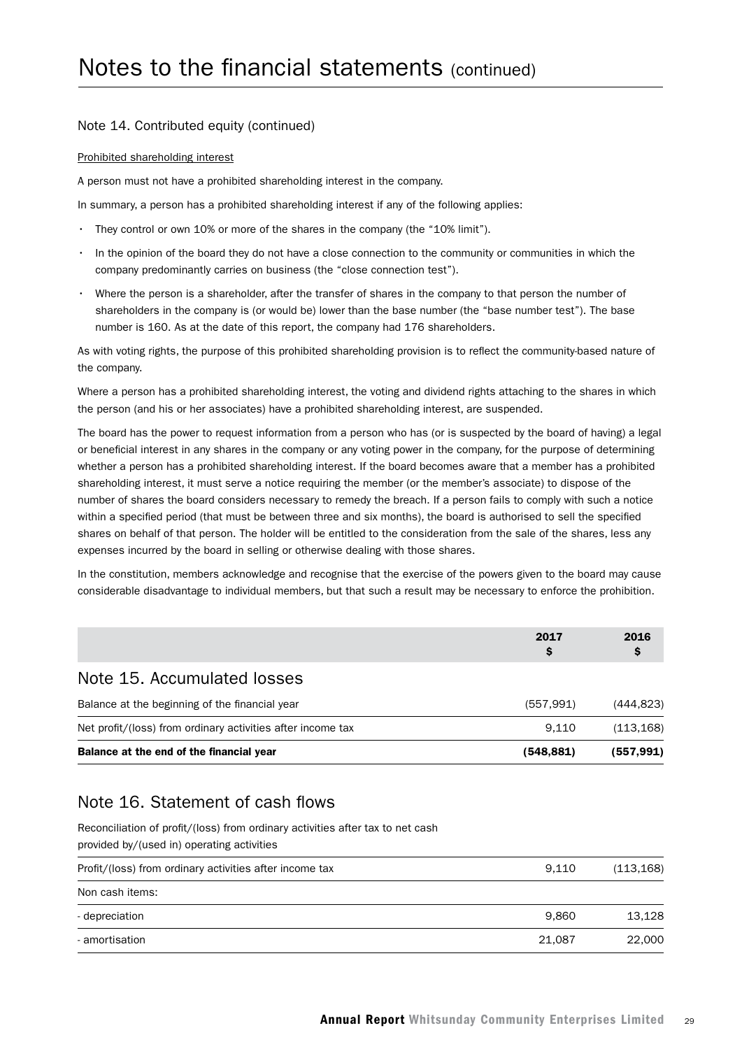# Notes to the financial statements (continued)

## Note 14. Contributed equity (continued)

Prohibited shareholding interest

A person must not have a prohibited shareholding interest in the company.

In summary, a person has a prohibited shareholding interest if any of the following applies:

- They control or own 10% or more of the shares in the company (the "10% limit").
- In the opinion of the board they do not have a close connection to the community or communities in which the company predominantly carries on business (the "close connection test").
- Where the person is a shareholder, after the transfer of shares in the company to that person the number of shareholders in the company is (or would be) lower than the base number (the "base number test"). The base number is 160. As at the date of this report, the company had 176 shareholders.

As with voting rights, the purpose of this prohibited shareholding provision is to reflect the community-based nature of the company.

Where a person has a prohibited shareholding interest, the voting and dividend rights attaching to the shares in which the person (and his or her associates) have a prohibited shareholding interest, are suspended.

The board has the power to request information from a person who has (or is suspected by the board of having) a legal or beneficial interest in any shares in the company or any voting power in the company, for the purpose of determining whether a person has a prohibited shareholding interest. If the board becomes aware that a member has a prohibited shareholding interest, it must serve a notice requiring the member (or the member's associate) to dispose of the number of shares the board considers necessary to remedy the breach. If a person fails to comply with such a notice within a specified period (that must be between three and six months), the board is authorised to sell the specified shares on behalf of that person. The holder will be entitled to the consideration from the sale of the shares, less any expenses incurred by the board in selling or otherwise dealing with those shares.

In the constitution, members acknowledge and recognise that the exercise of the powers given to the board may cause considerable disadvantage to individual members, but that such a result may be necessary to enforce the prohibition.

## Note 15. Accumulated losses

| | 2017 $ | 2016 $ |
|---|---|---|
| Balance at the beginning of the financial year | (557,991) | (444,823) |
| Net profit/(loss) from ordinary activities after income tax | 9,110 | (113,168) |
| **Balance at the end of the financial year** | **(548,881)** | **(557,991)** |

## Note 16. Statement of cash flows

Reconciliation of profit/(loss) from ordinary activities after tax to net cash provided by/(used in) operating activities

| | 2017 $ | 2016 $ |
|---|---|---|
| Profit/(loss) from ordinary activities after income tax | 9,110 | (113,168) |
| Non cash items: | | |
| - depreciation | 9,860 | 13,128 |
| - amortisation | 21,087 | 22,000 |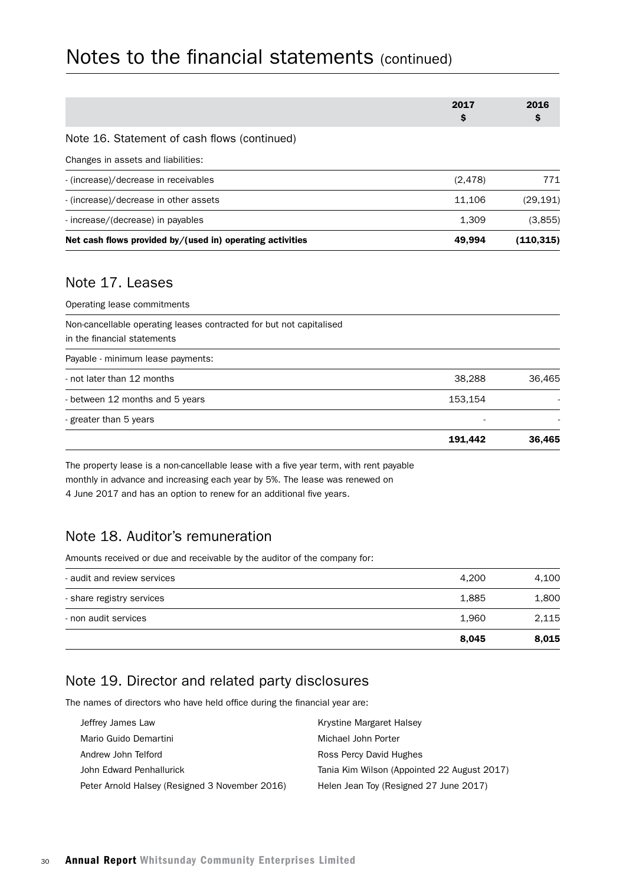# Notes to the financial statements (continued)

| | 2017<br>$ | 2016<br>$ |
|---|---|---|
| **Note 16. Statement of cash flows (continued)** | | |
| Changes in assets and liabilities: | | |
| - (increase)/decrease in receivables | (2,478) | 771 |
| - (increase)/decrease in other assets | 11,106 | (29,191) |
| - increase/(decrease) in payables | 1,309 | (3,855) |
| **Net cash flows provided by/(used in) operating activities** | **49,994** | **(110,315)** |

## Note 17. Leases

| | 2017<br>$ | 2016<br>$ |
|---|---|---|
| Operating lease commitments | | |
| Non-cancellable operating leases contracted for but not capitalised in the financial statements | | |
| Payable - minimum lease payments: | | |
| - not later than 12 months | 38,288 | 36,465 |
| - between 12 months and 5 years | 153,154 | - |
| - greater than 5 years | - | - |
| | **191,442** | **36,465** |

The property lease is a non-cancellable lease with a five year term, with rent payable monthly in advance and increasing each year by 5%. The lease was renewed on 4 June 2017 and has an option to renew for an additional five years.

## Note 18. Auditor's remuneration

| | 2017<br>$ | 2016<br>$ |
|---|---|---|
| Amounts received or due and receivable by the auditor of the company for: | | |
| - audit and review services | 4,200 | 4,100 |
| - share registry services | 1,885 | 1,800 |
| - non audit services | 1,960 | 2,115 |
| | **8,045** | **8,015** |

## Note 19. Director and related party disclosures

The names of directors who have held office during the financial year are:

- Jeffrey James Law
- Mario Guido Demartini
- Andrew John Telford
- John Edward Penhallurick
- Peter Arnold Halsey (Resigned 3 November 2016)
- Krystine Margaret Halsey
- Michael John Porter
- Ross Percy David Hughes
- Tania Kim Wilson (Appointed 22 August 2017)
- Helen Jean Toy (Resigned 27 June 2017)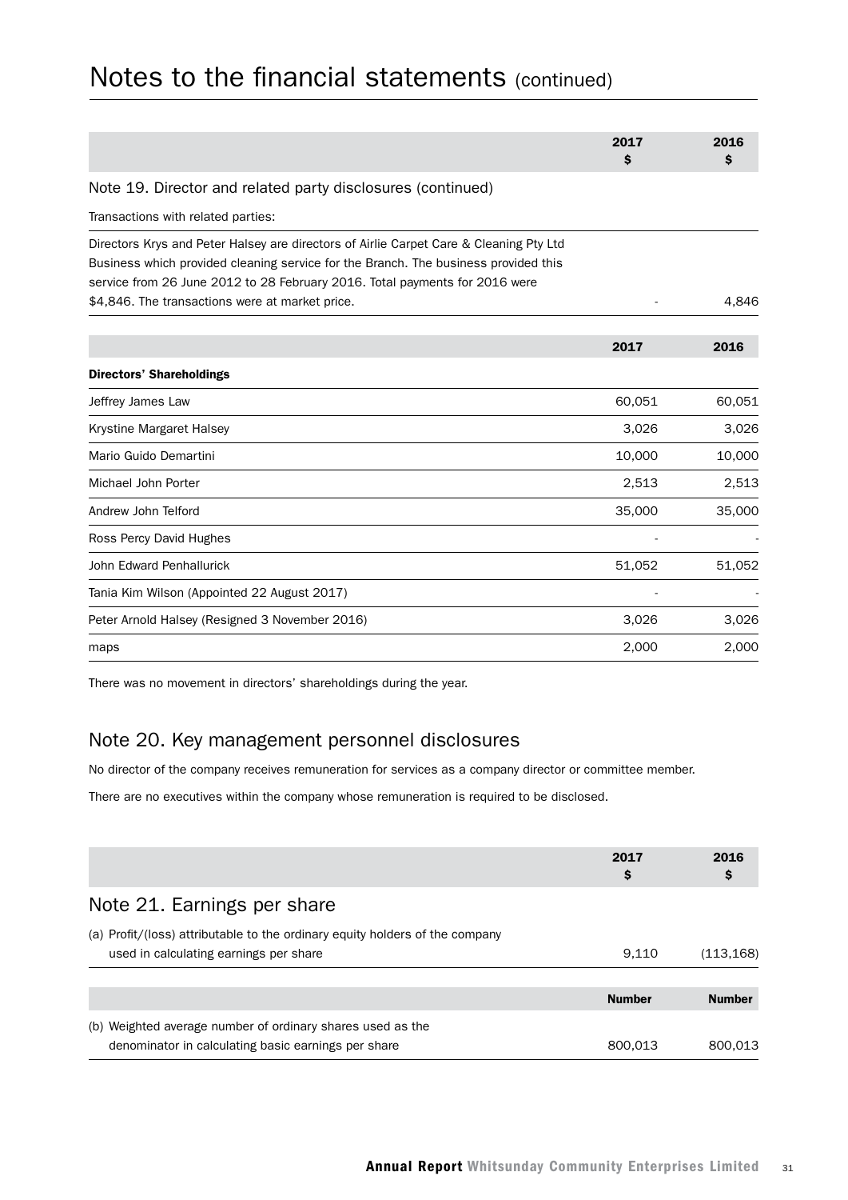# Notes to the financial statements (continued)

| | 2017 $ | 2016 $ |
|---|---|---|
| **Note 19. Director and related party disclosures (continued)** | | |
| Transactions with related parties: | | |
| Directors Krys and Peter Halsey are directors of Airlie Carpet Care & Cleaning Pty Ltd Business which provided cleaning service for the Branch. The business provided this service from 26 June 2012 to 28 February 2016. Total payments for 2016 were $4,846. The transactions were at market price. | - | 4,846 |

| | 2017 | 2016 |
|---|---|---|
| **Directors' Shareholdings** | | |
| Jeffrey James Law | 60,051 | 60,051 |
| Krystine Margaret Halsey | 3,026 | 3,026 |
| Mario Guido Demartini | 10,000 | 10,000 |
| Michael John Porter | 2,513 | 2,513 |
| Andrew John Telford | 35,000 | 35,000 |
| Ross Percy David Hughes | - | - |
| John Edward Penhallurick | 51,052 | 51,052 |
| Tania Kim Wilson (Appointed 22 August 2017) | - | - |
| Peter Arnold Halsey (Resigned 3 November 2016) | 3,026 | 3,026 |
| maps | 2,000 | 2,000 |

There was no movement in directors' shareholdings during the year.

## Note 20. Key management personnel disclosures

No director of the company receives remuneration for services as a company director or committee member.

There are no executives within the company whose remuneration is required to be disclosed.

| | 2017 $ | 2016 $ |
|---|---|---|
| **Note 21. Earnings per share** | | |
| (a) Profit/(loss) attributable to the ordinary equity holders of the company used in calculating earnings per share | 9,110 | (113,168) |
| | **Number** | **Number** |
| (b) Weighted average number of ordinary shares used as the denominator in calculating basic earnings per share | 800,013 | 800,013 |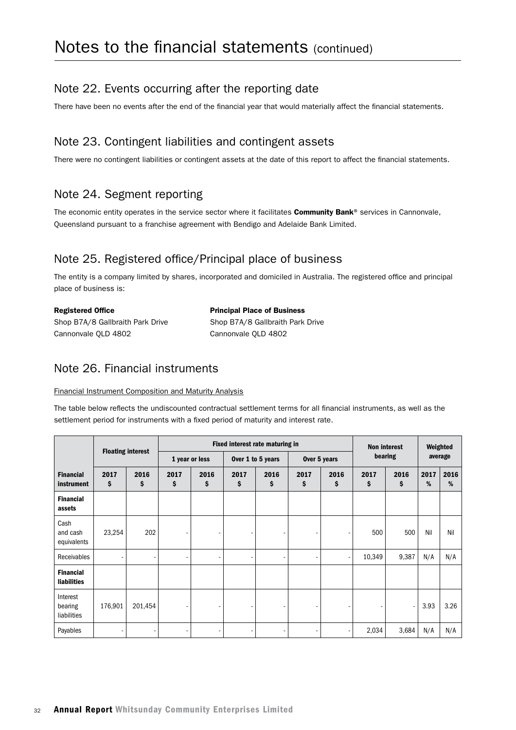# Notes to the financial statements (continued)

## Note 22. Events occurring after the reporting date

There have been no events after the end of the financial year that would materially affect the financial statements.

## Note 23. Contingent liabilities and contingent assets

There were no contingent liabilities or contingent assets at the date of this report to affect the financial statements.

## Note 24. Segment reporting

The economic entity operates in the service sector where it facilitates **Community Bank**® services in Cannonvale, Queensland pursuant to a franchise agreement with Bendigo and Adelaide Bank Limited.

## Note 25. Registered office/Principal place of business

The entity is a company limited by shares, incorporated and domiciled in Australia. The registered office and principal place of business is:

**Registered Office**
Shop B7A/8 Gallbraith Park Drive
Cannonvale QLD 4802

**Principal Place of Business**
Shop B7A/8 Gallbraith Park Drive
Cannonvale QLD 4802

## Note 26. Financial instruments

Financial Instrument Composition and Maturity Analysis

The table below reflects the undiscounted contractual settlement terms for all financial instruments, as well as the settlement period for instruments with a fixed period of maturity and interest rate.

| | Floating interest | | Fixed interest rate maturing in | | | | | | Non interest bearing | | Weighted average | |
|---|---|---|---|---|---|---|---|---|---|---|---|---|
| | | | 1 year or less | | Over 1 to 5 years | | Over 5 years | | | | | |
| **Financial instrument** | **2017 $** | **2016 $** | **2017 $** | **2016 $** | **2017 $** | **2016 $** | **2017 $** | **2016 $** | **2017 $** | **2016 $** | **2017 %** | **2016 %** |
| **Financial assets** | | | | | | | | | | | | |
| Cash and cash equivalents | 23,254 | 202 | - | - | - | - | - | - | 500 | 500 | Nil | Nil |
| Receivables | - | - | - | - | - | - | - | - | 10,349 | 9,387 | N/A | N/A |
| **Financial liabilities** | | | | | | | | | | | | |
| Interest bearing liabilities | 176,901 | 201,454 | - | - | - | - | - | - | - | - | 3.93 | 3.26 |
| Payables | - | - | - | - | - | - | - | - | 2,034 | 3,684 | N/A | N/A |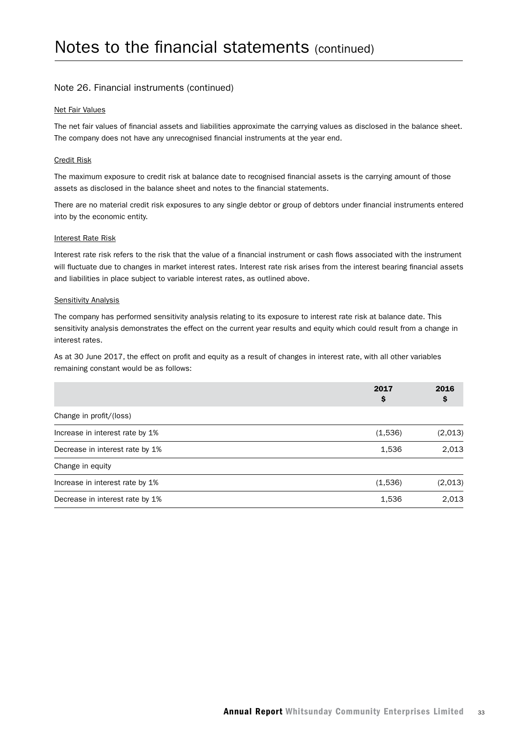# Notes to the financial statements (continued)

## Note 26. Financial instruments (continued)

Net Fair Values

The net fair values of financial assets and liabilities approximate the carrying values as disclosed in the balance sheet. The company does not have any unrecognised financial instruments at the year end.

Credit Risk

The maximum exposure to credit risk at balance date to recognised financial assets is the carrying amount of those assets as disclosed in the balance sheet and notes to the financial statements.

There are no material credit risk exposures to any single debtor or group of debtors under financial instruments entered into by the economic entity.

Interest Rate Risk

Interest rate risk refers to the risk that the value of a financial instrument or cash flows associated with the instrument will fluctuate due to changes in market interest rates. Interest rate risk arises from the interest bearing financial assets and liabilities in place subject to variable interest rates, as outlined above.

Sensitivity Analysis

The company has performed sensitivity analysis relating to its exposure to interest rate risk at balance date. This sensitivity analysis demonstrates the effect on the current year results and equity which could result from a change in interest rates.

As at 30 June 2017, the effect on profit and equity as a result of changes in interest rate, with all other variables remaining constant would be as follows:

| | 2017 $ | 2016 $ |
|---|---|---|
| Change in profit/(loss) | | |
| Increase in interest rate by 1% | (1,536) | (2,013) |
| Decrease in interest rate by 1% | 1,536 | 2,013 |
| Change in equity | | |
| Increase in interest rate by 1% | (1,536) | (2,013) |
| Decrease in interest rate by 1% | 1,536 | 2,013 |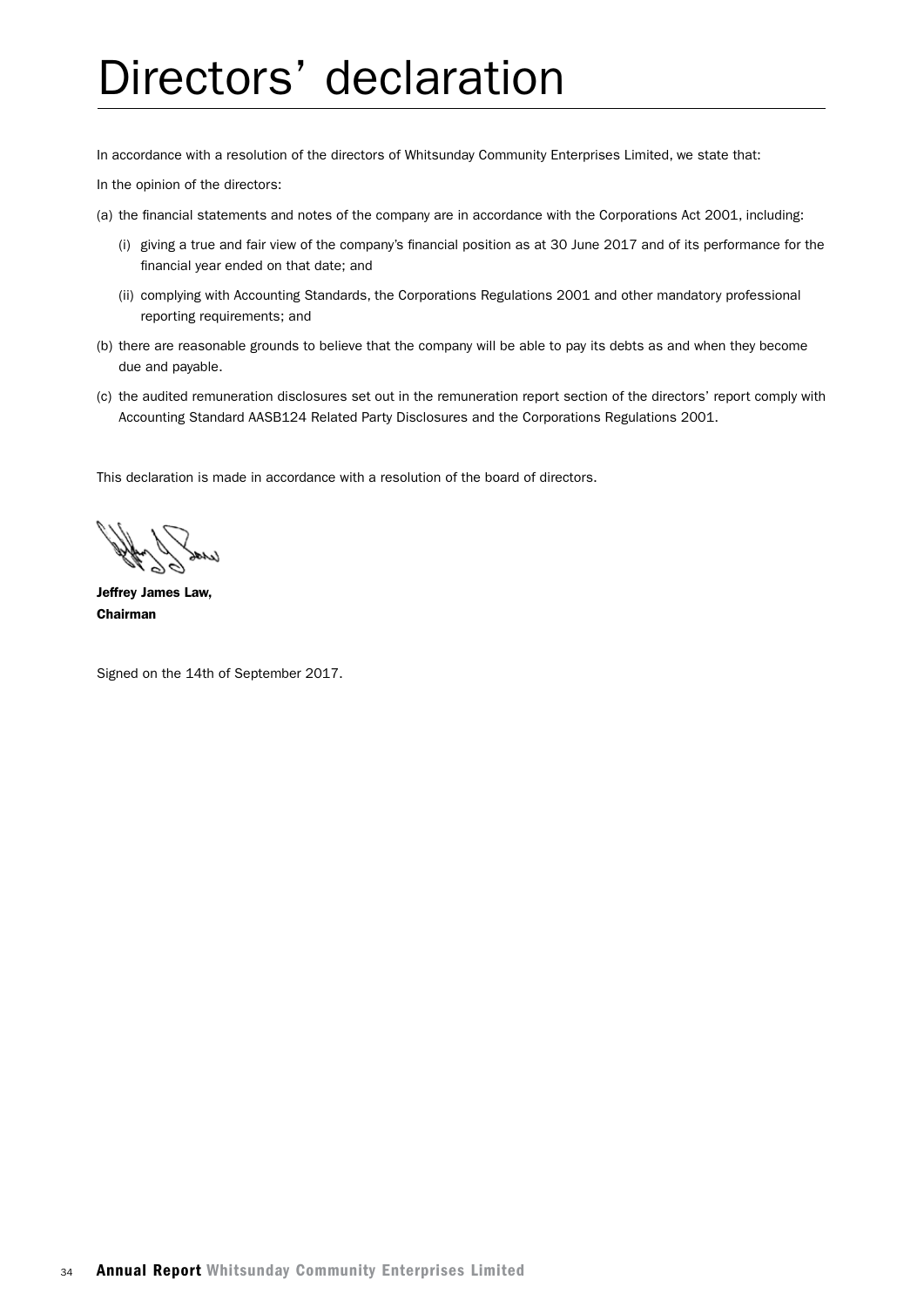# Directors' declaration

In accordance with a resolution of the directors of Whitsunday Community Enterprises Limited, we state that:

In the opinion of the directors:

(a) the financial statements and notes of the company are in accordance with the Corporations Act 2001, including:

   (i) giving a true and fair view of the company's financial position as at 30 June 2017 and of its performance for the financial year ended on that date; and

   (ii) complying with Accounting Standards, the Corporations Regulations 2001 and other mandatory professional reporting requirements; and

(b) there are reasonable grounds to believe that the company will be able to pay its debts as and when they become due and payable.

(c) the audited remuneration disclosures set out in the remuneration report section of the directors' report comply with Accounting Standard AASB124 Related Party Disclosures and the Corporations Regulations 2001.

This declaration is made in accordance with a resolution of the board of directors.

**Jeffrey James Law,**
**Chairman**

Signed on the 14th of September 2017.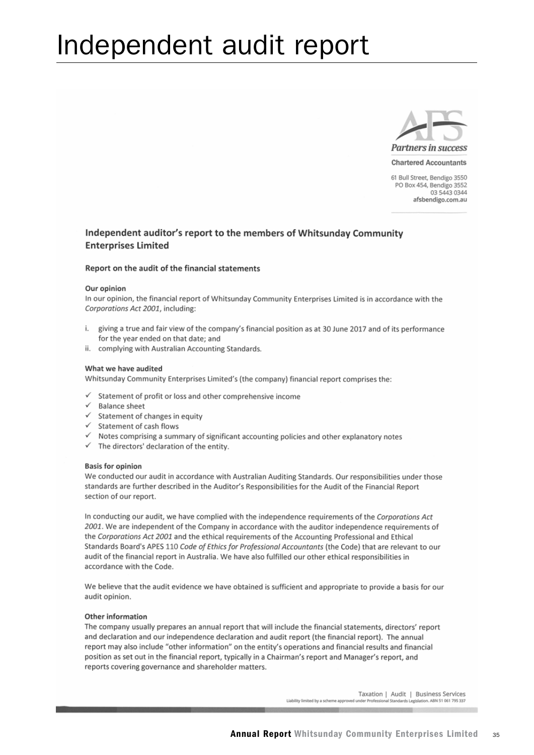# Independent audit report

AFS

*Partners in success*

Chartered Accountants

61 Bull Street, Bendigo 3550
PO Box 454, Bendigo 3552
03 5443 0344
**afsbendigo.com.au**

## Independent auditor's report to the members of Whitsunday Community Enterprises Limited

### Report on the audit of the financial statements

#### Our opinion

In our opinion, the financial report of Whitsunday Community Enterprises Limited is in accordance with the *Corporations Act 2001*, including:

i. giving a true and fair view of the company's financial position as at 30 June 2017 and of its performance for the year ended on that date; and

ii. complying with Australian Accounting Standards.

#### What we have audited

Whitsunday Community Enterprises Limited's (the company) financial report comprises the:

- ✓ Statement of profit or loss and other comprehensive income
- ✓ Balance sheet
- ✓ Statement of changes in equity
- ✓ Statement of cash flows
- ✓ Notes comprising a summary of significant accounting policies and other explanatory notes
- ✓ The directors' declaration of the entity.

#### Basis for opinion

We conducted our audit in accordance with Australian Auditing Standards. Our responsibilities under those standards are further described in the Auditor's Responsibilities for the Audit of the Financial Report section of our report.

In conducting our audit, we have complied with the independence requirements of the *Corporations Act 2001*. We are independent of the Company in accordance with the auditor independence requirements of the *Corporations Act 2001* and the ethical requirements of the Accounting Professional and Ethical Standards Board's APES 110 *Code of Ethics for Professional Accountants* (the Code) that are relevant to our audit of the financial report in Australia. We have also fulfilled our other ethical responsibilities in accordance with the Code.

We believe that the audit evidence we have obtained is sufficient and appropriate to provide a basis for our audit opinion.

#### Other information

The company usually prepares an annual report that will include the financial statements, directors' report and declaration and our independence declaration and audit report (the financial report). The annual report may also include "other information" on the entity's operations and financial results and financial position as set out in the financial report, typically in a Chairman's report and Manager's report, and reports covering governance and shareholder matters.

Taxation | Audit | Business Services
Liability limited by a scheme approved under Professional Standards Legislation. ABN 51 061 795 337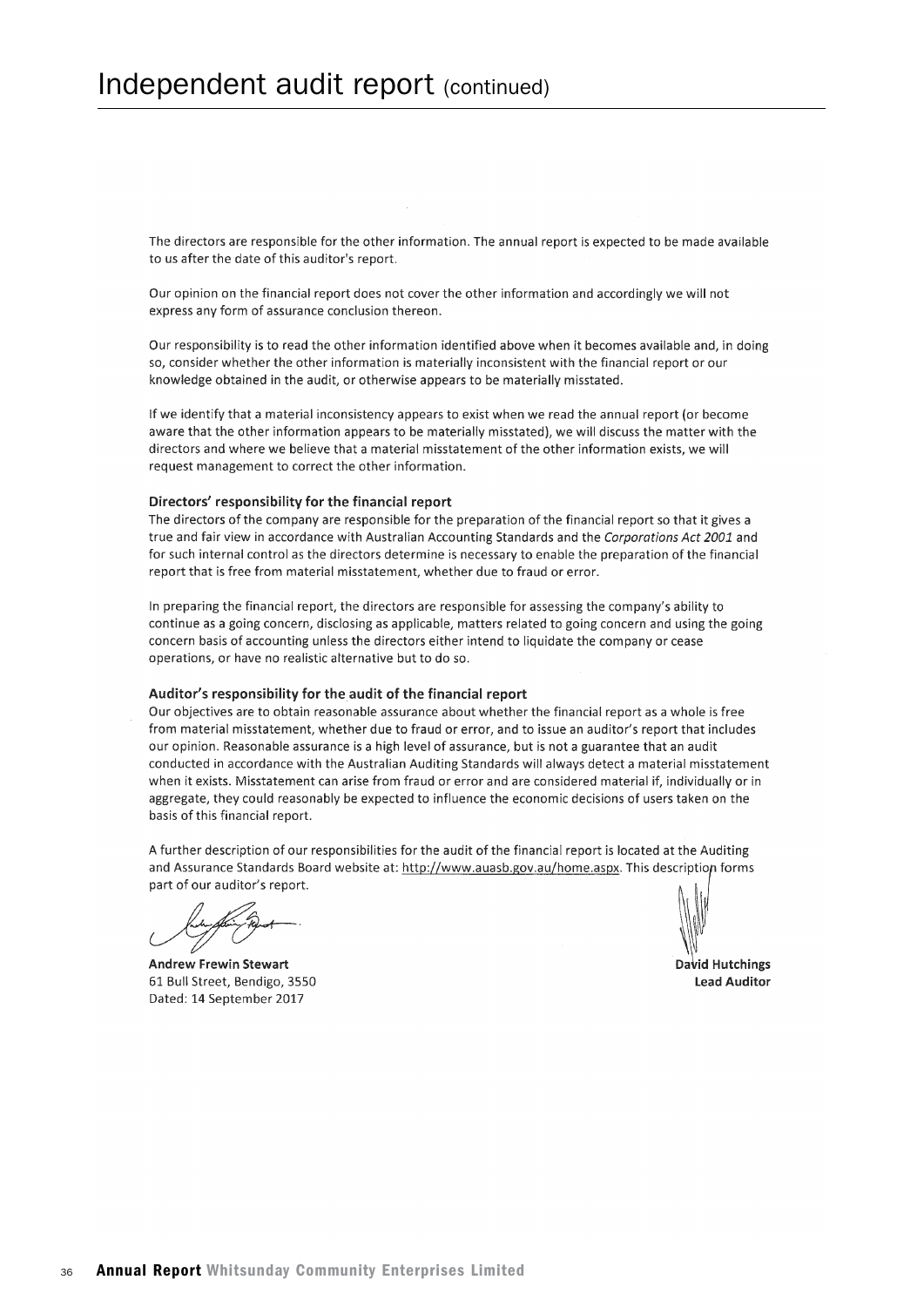# Independent audit report (continued)

The directors are responsible for the other information. The annual report is expected to be made available to us after the date of this auditor's report.

Our opinion on the financial report does not cover the other information and accordingly we will not express any form of assurance conclusion thereon.

Our responsibility is to read the other information identified above when it becomes available and, in doing so, consider whether the other information is materially inconsistent with the financial report or our knowledge obtained in the audit, or otherwise appears to be materially misstated.

If we identify that a material inconsistency appears to exist when we read the annual report (or become aware that the other information appears to be materially misstated), we will discuss the matter with the directors and where we believe that a material misstatement of the other information exists, we will request management to correct the other information.

### Directors' responsibility for the financial report

The directors of the company are responsible for the preparation of the financial report so that it gives a true and fair view in accordance with Australian Accounting Standards and the *Corporations Act 2001* and for such internal control as the directors determine is necessary to enable the preparation of the financial report that is free from material misstatement, whether due to fraud or error.

In preparing the financial report, the directors are responsible for assessing the company's ability to continue as a going concern, disclosing as applicable, matters related to going concern and using the going concern basis of accounting unless the directors either intend to liquidate the company or cease operations, or have no realistic alternative but to do so.

### Auditor's responsibility for the audit of the financial report

Our objectives are to obtain reasonable assurance about whether the financial report as a whole is free from material misstatement, whether due to fraud or error, and to issue an auditor's report that includes our opinion. Reasonable assurance is a high level of assurance, but is not a guarantee that an audit conducted in accordance with the Australian Auditing Standards will always detect a material misstatement when it exists. Misstatement can arise from fraud or error and are considered material if, individually or in aggregate, they could reasonably be expected to influence the economic decisions of users taken on the basis of this financial report.

A further description of our responsibilities for the audit of the financial report is located at the Auditing and Assurance Standards Board website at: http://www.auasb.gov.au/home.aspx. This description forms part of our auditor's report.

**Andrew Frewin Stewart**
61 Bull Street, Bendigo, 3550
Dated: 14 September 2017

**David Hutchings**
**Lead Auditor**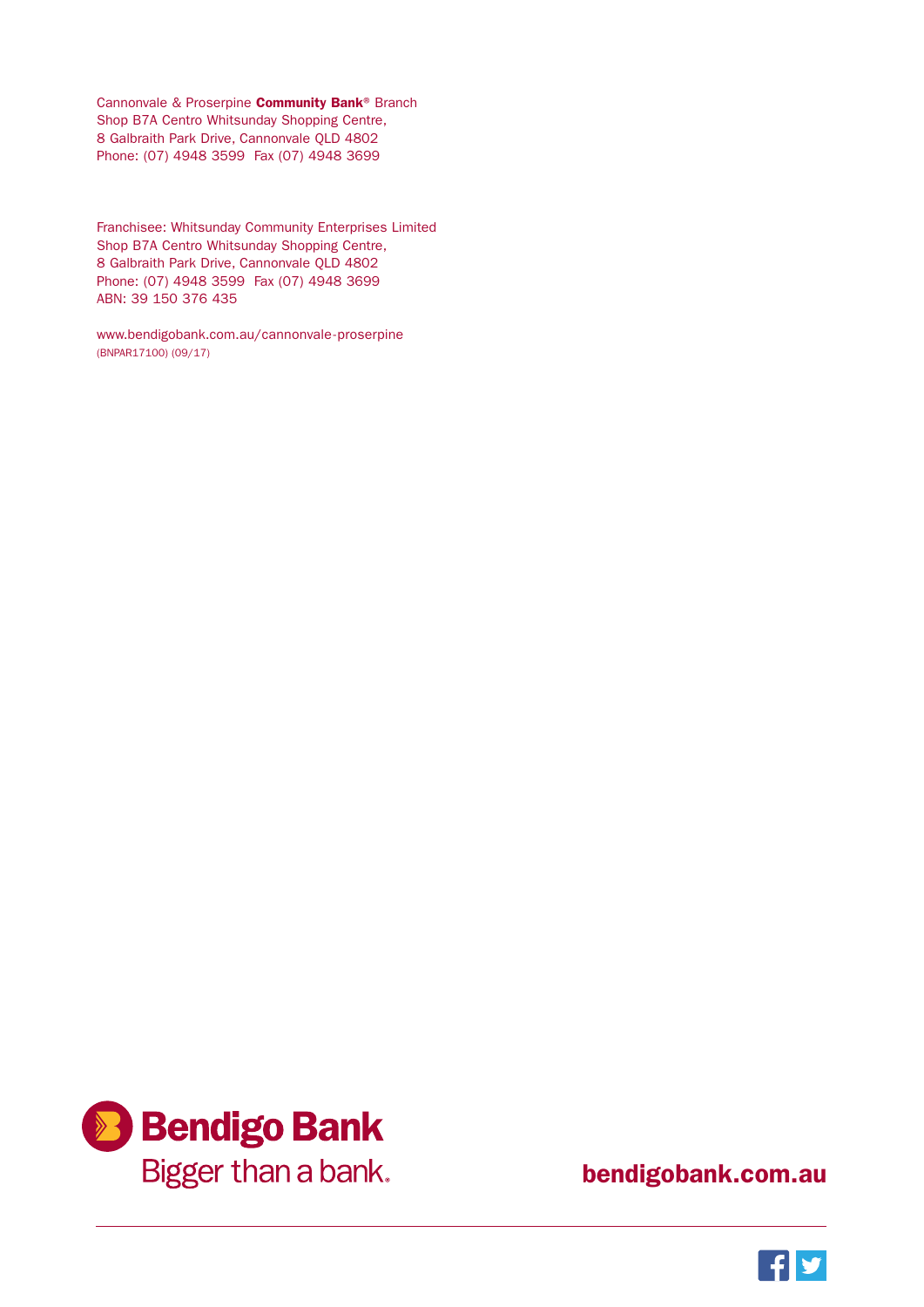Cannonvale & Proserpine **Community Bank**® Branch
Shop B7A Centro Whitsunday Shopping Centre,
8 Galbraith Park Drive, Cannonvale QLD 4802
Phone: (07) 4948 3599 Fax (07) 4948 3699

Franchisee: Whitsunday Community Enterprises Limited
Shop B7A Centro Whitsunday Shopping Centre,
8 Galbraith Park Drive, Cannonvale QLD 4802
Phone: (07) 4948 3599 Fax (07) 4948 3699
ABN: 39 150 376 435

www.bendigobank.com.au/cannonvale-proserpine
(BNPAR17100) (09/17)

**Bendigo Bank**
Bigger than a bank.

**bendigobank.com.au**